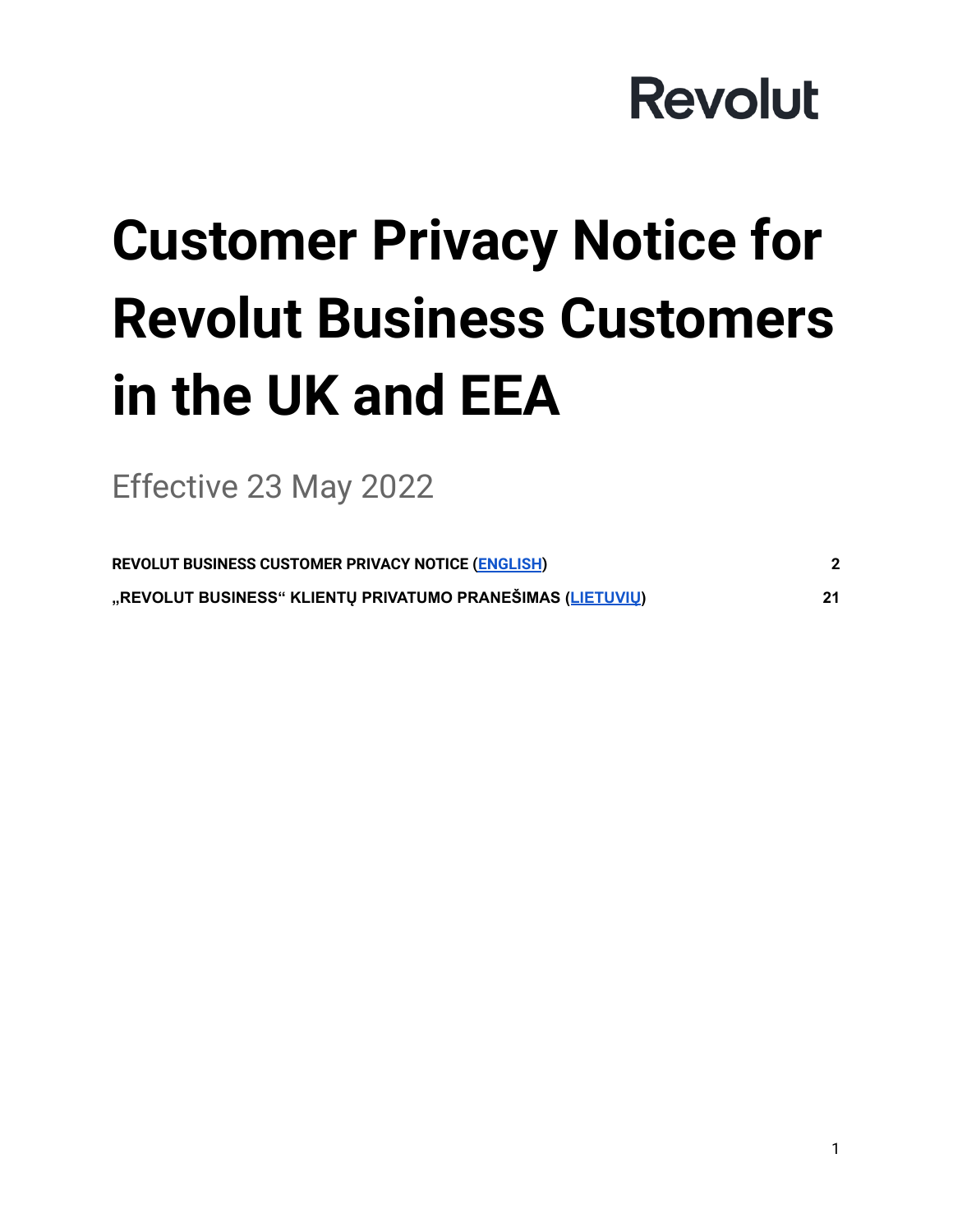Revolut

# Customer Privacy Notice for Revolut Business Customers in the UK and EEA

Effective 23 May 2022

| | |
|---|---|
| **REVOLUT BUSINESS CUSTOMER PRIVACY NOTICE (ENGLISH)** | **2** |
| **„REVOLUT BUSINESS“ KLIENTŲ PRIVATUMO PRANEŠIMAS (LIETUVIŲ)** | **21** |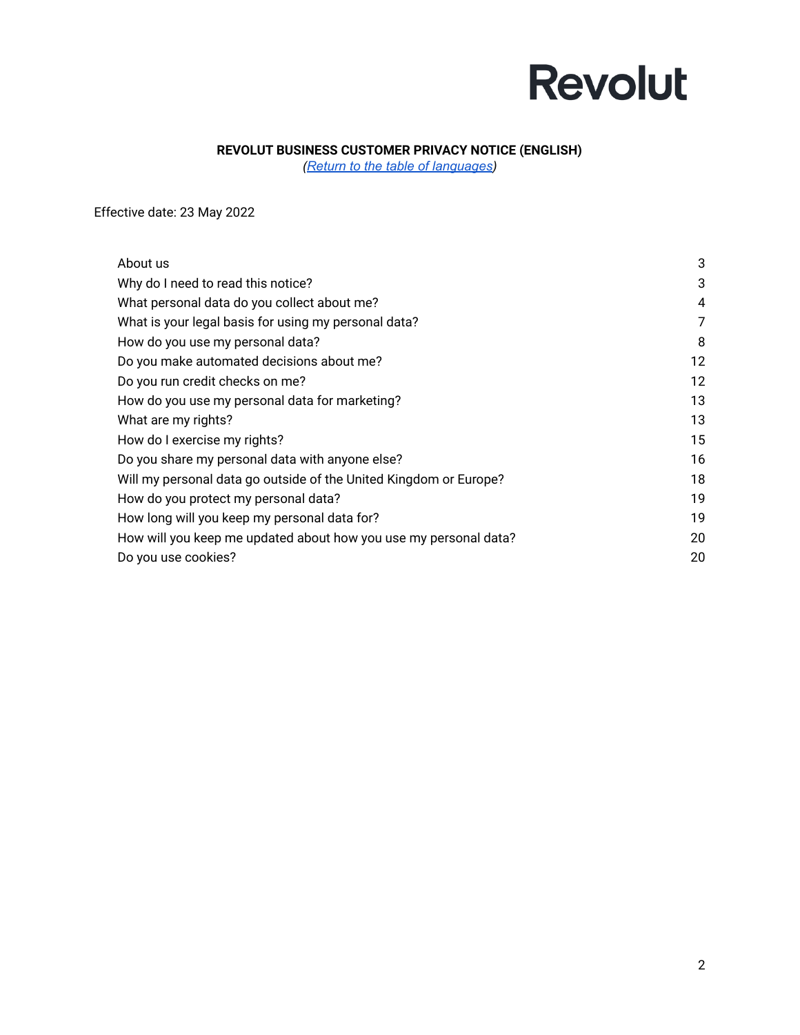Revolut

# REVOLUT BUSINESS CUSTOMER PRIVACY NOTICE (ENGLISH)

*([Return to the table of languages]())*

Effective date: 23 May 2022

| | |
|---|---|
| About us | 3 |
| Why do I need to read this notice? | 3 |
| What personal data do you collect about me? | 4 |
| What is your legal basis for using my personal data? | 7 |
| How do you use my personal data? | 8 |
| Do you make automated decisions about me? | 12 |
| Do you run credit checks on me? | 12 |
| How do you use my personal data for marketing? | 13 |
| What are my rights? | 13 |
| How do I exercise my rights? | 15 |
| Do you share my personal data with anyone else? | 16 |
| Will my personal data go outside of the United Kingdom or Europe? | 18 |
| How do you protect my personal data? | 19 |
| How long will you keep my personal data for? | 19 |
| How will you keep me updated about how you use my personal data? | 20 |
| Do you use cookies? | 20 |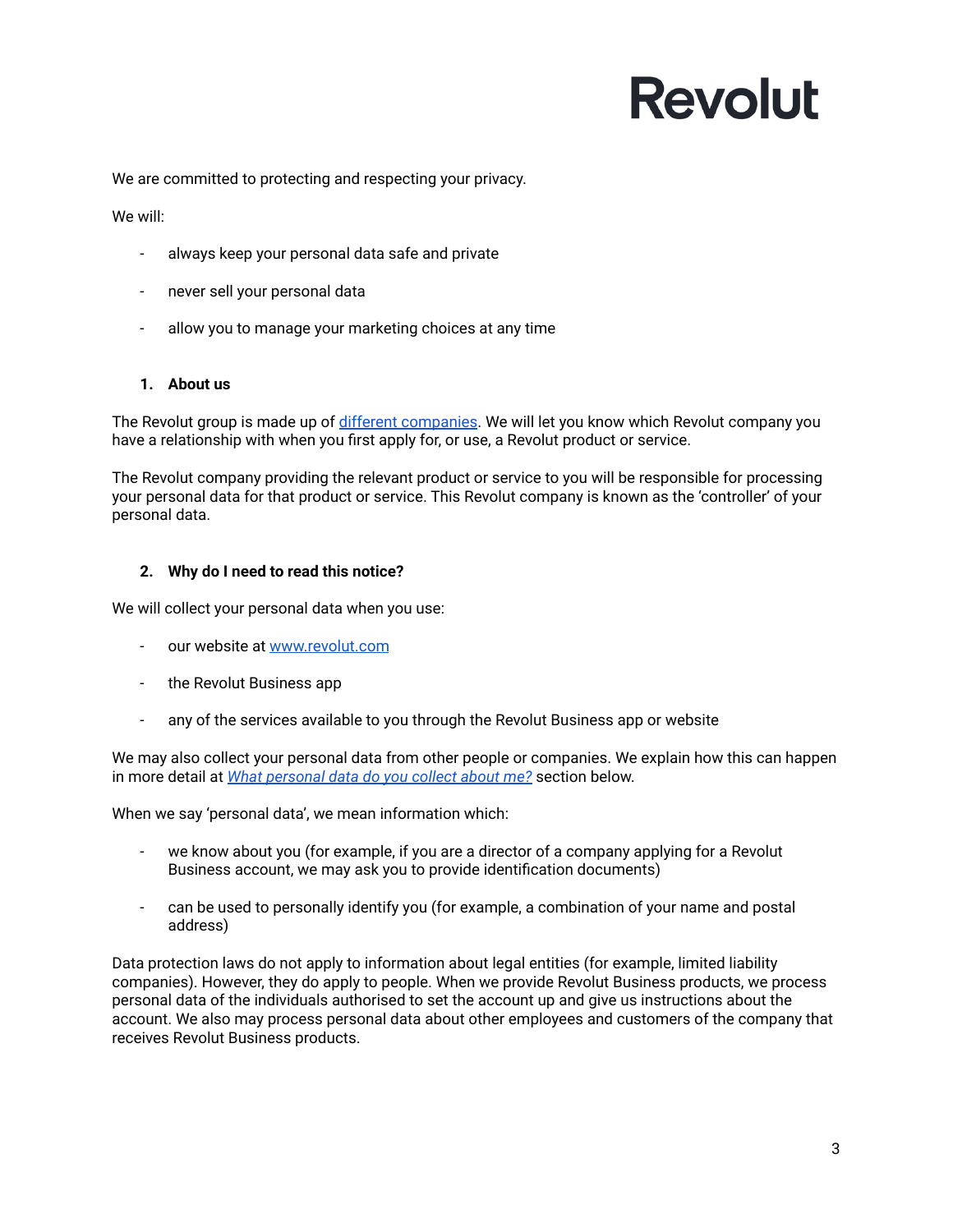We are committed to protecting and respecting your privacy.

We will:

- always keep your personal data safe and private
- never sell your personal data
- allow you to manage your marketing choices at any time

## 1. About us

The Revolut group is made up of [different companies](). We will let you know which Revolut company you have a relationship with when you first apply for, or use, a Revolut product or service.

The Revolut company providing the relevant product or service to you will be responsible for processing your personal data for that product or service. This Revolut company is known as the 'controller' of your personal data.

## 2. Why do I need to read this notice?

We will collect your personal data when you use:

- our website at [www.revolut.com](www.revolut.com)
- the Revolut Business app
- any of the services available to you through the Revolut Business app or website

We may also collect your personal data from other people or companies. We explain how this can happen in more detail at [*What personal data do you collect about me?*]() section below.

When we say 'personal data', we mean information which:

- we know about you (for example, if you are a director of a company applying for a Revolut Business account, we may ask you to provide identification documents)
- can be used to personally identify you (for example, a combination of your name and postal address)

Data protection laws do not apply to information about legal entities (for example, limited liability companies). However, they do apply to people. When we provide Revolut Business products, we process personal data of the individuals authorised to set the account up and give us instructions about the account. We also may process personal data about other employees and customers of the company that receives Revolut Business products.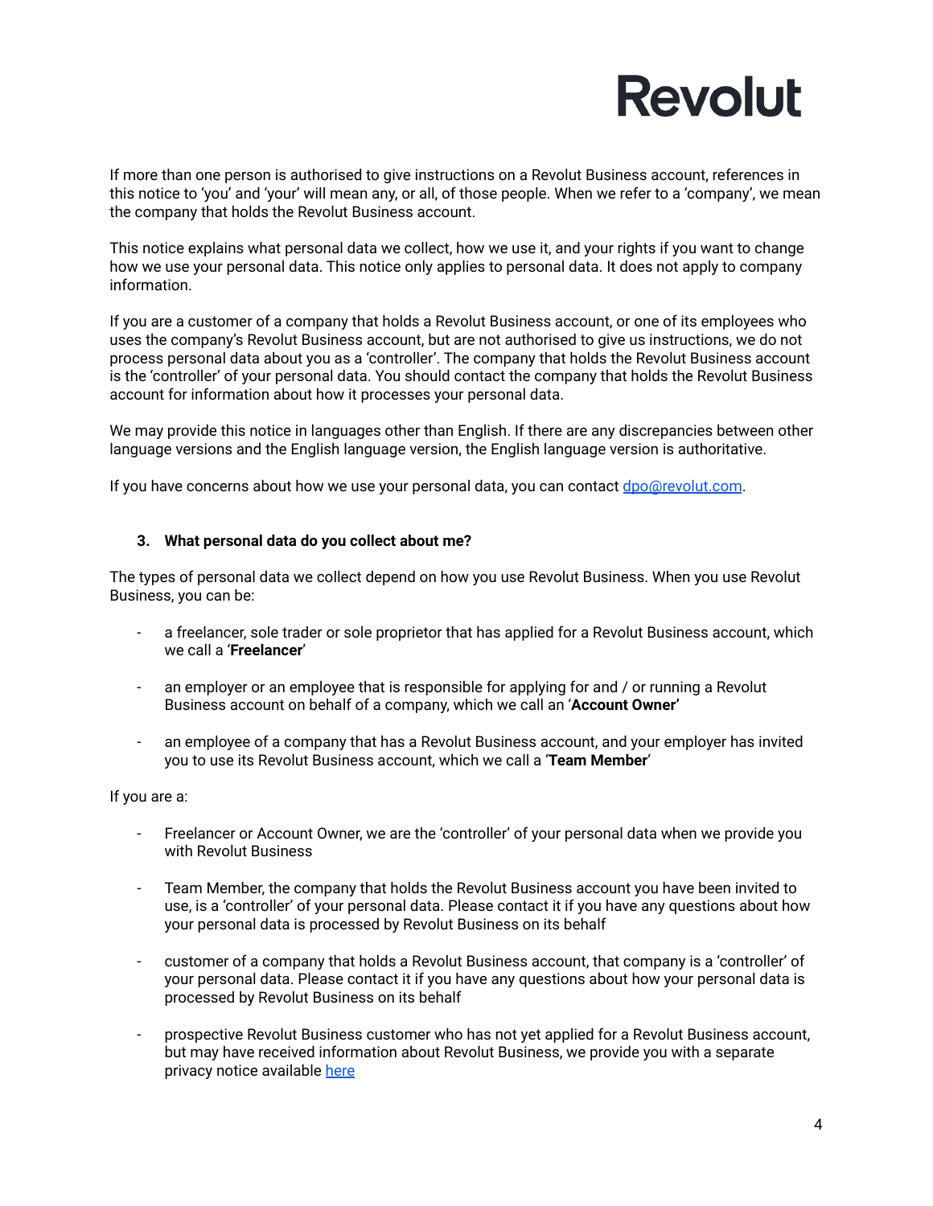If more than one person is authorised to give instructions on a Revolut Business account, references in this notice to 'you' and 'your' will mean any, or all, of those people. When we refer to a 'company', we mean the company that holds the Revolut Business account.

This notice explains what personal data we collect, how we use it, and your rights if you want to change how we use your personal data. This notice only applies to personal data. It does not apply to company information.

If you are a customer of a company that holds a Revolut Business account, or one of its employees who uses the company's Revolut Business account, but are not authorised to give us instructions, we do not process personal data about you as a 'controller'. The company that holds the Revolut Business account is the 'controller' of your personal data. You should contact the company that holds the Revolut Business account for information about how it processes your personal data.

We may provide this notice in languages other than English. If there are any discrepancies between other language versions and the English language version, the English language version is authoritative.

If you have concerns about how we use your personal data, you can contact [dpo@revolut.com](mailto:dpo@revolut.com).

### 3. What personal data do you collect about me?

The types of personal data we collect depend on how you use Revolut Business. When you use Revolut Business, you can be:

- a freelancer, sole trader or sole proprietor that has applied for a Revolut Business account, which we call a '**Freelancer**'
- an employer or an employee that is responsible for applying for and / or running a Revolut Business account on behalf of a company, which we call an '**Account Owner'**
- an employee of a company that has a Revolut Business account, and your employer has invited you to use its Revolut Business account, which we call a '**Team Member**'

If you are a:

- Freelancer or Account Owner, we are the 'controller' of your personal data when we provide you with Revolut Business
- Team Member, the company that holds the Revolut Business account you have been invited to use, is a 'controller' of your personal data. Please contact it if you have any questions about how your personal data is processed by Revolut Business on its behalf
- customer of a company that holds a Revolut Business account, that company is a 'controller' of your personal data. Please contact it if you have any questions about how your personal data is processed by Revolut Business on its behalf
- prospective Revolut Business customer who has not yet applied for a Revolut Business account, but may have received information about Revolut Business, we provide you with a separate privacy notice available here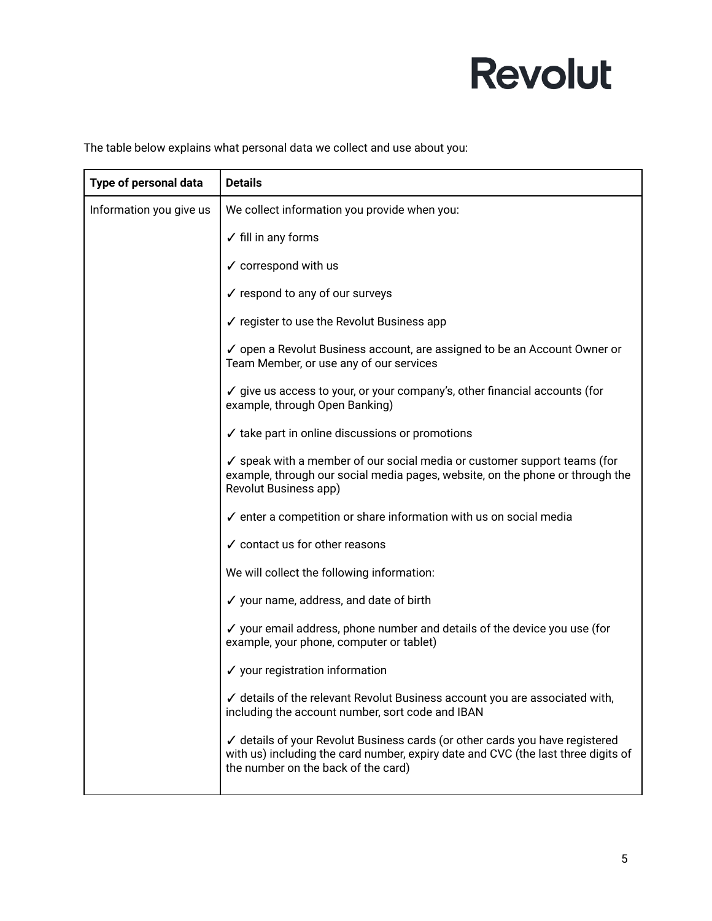The table below explains what personal data we collect and use about you:

| Type of personal data | Details |
|---|---|
| Information you give us | We collect information you provide when you:<br><br>✓ fill in any forms<br><br>✓ correspond with us<br><br>✓ respond to any of our surveys<br><br>✓ register to use the Revolut Business app<br><br>✓ open a Revolut Business account, are assigned to be an Account Owner or Team Member, or use any of our services<br><br>✓ give us access to your, or your company's, other financial accounts (for example, through Open Banking)<br><br>✓ take part in online discussions or promotions<br><br>✓ speak with a member of our social media or customer support teams (for example, through our social media pages, website, on the phone or through the Revolut Business app)<br><br>✓ enter a competition or share information with us on social media<br><br>✓ contact us for other reasons<br><br>We will collect the following information:<br><br>✓ your name, address, and date of birth<br><br>✓ your email address, phone number and details of the device you use (for example, your phone, computer or tablet)<br><br>✓ your registration information<br><br>✓ details of the relevant Revolut Business account you are associated with, including the account number, sort code and IBAN<br><br>✓ details of your Revolut Business cards (or other cards you have registered with us) including the card number, expiry date and CVC (the last three digits of the number on the back of the card) |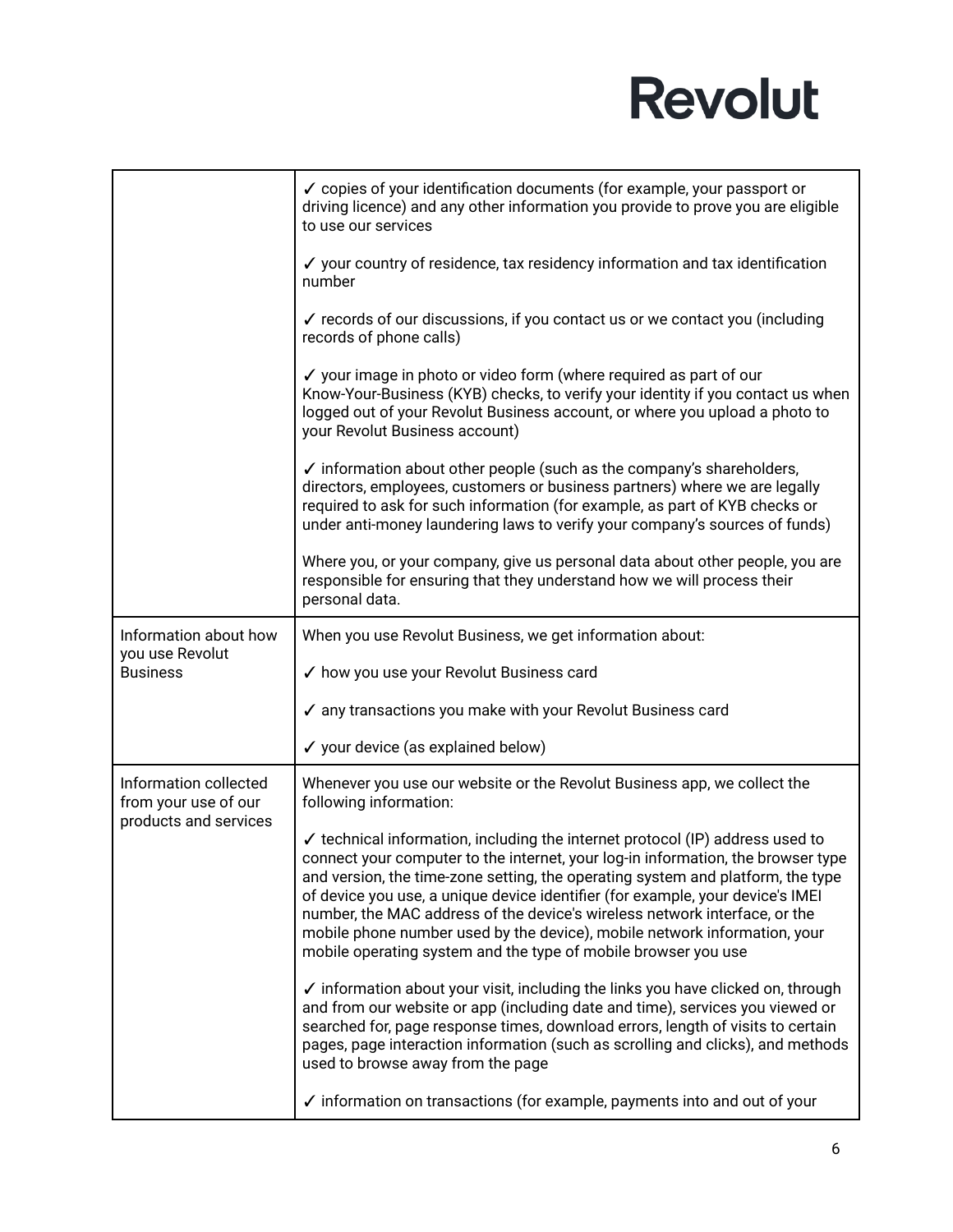| | |
|---|---|
| | ✓ copies of your identification documents (for example, your passport or driving licence) and any other information you provide to prove you are eligible to use our services<br><br>✓ your country of residence, tax residency information and tax identification number<br><br>✓ records of our discussions, if you contact us or we contact you (including records of phone calls)<br><br>✓ your image in photo or video form (where required as part of our Know-Your-Business (KYB) checks, to verify your identity if you contact us when logged out of your Revolut Business account, or where you upload a photo to your Revolut Business account)<br><br>✓ information about other people (such as the company's shareholders, directors, employees, customers or business partners) where we are legally required to ask for such information (for example, as part of KYB checks or under anti-money laundering laws to verify your company's sources of funds)<br><br>Where you, or your company, give us personal data about other people, you are responsible for ensuring that they understand how we will process their personal data. |
| Information about how you use Revolut Business | When you use Revolut Business, we get information about:<br><br>✓ how you use your Revolut Business card<br><br>✓ any transactions you make with your Revolut Business card<br><br>✓ your device (as explained below) |
| Information collected from your use of our products and services | Whenever you use our website or the Revolut Business app, we collect the following information:<br><br>✓ technical information, including the internet protocol (IP) address used to connect your computer to the internet, your log-in information, the browser type and version, the time-zone setting, the operating system and platform, the type of device you use, a unique device identifier (for example, your device's IMEI number, the MAC address of the device's wireless network interface, or the mobile phone number used by the device), mobile network information, your mobile operating system and the type of mobile browser you use<br><br>✓ information about your visit, including the links you have clicked on, through and from our website or app (including date and time), services you viewed or searched for, page response times, download errors, length of visits to certain pages, page interaction information (such as scrolling and clicks), and methods used to browse away from the page<br><br>✓ information on transactions (for example, payments into and out of your |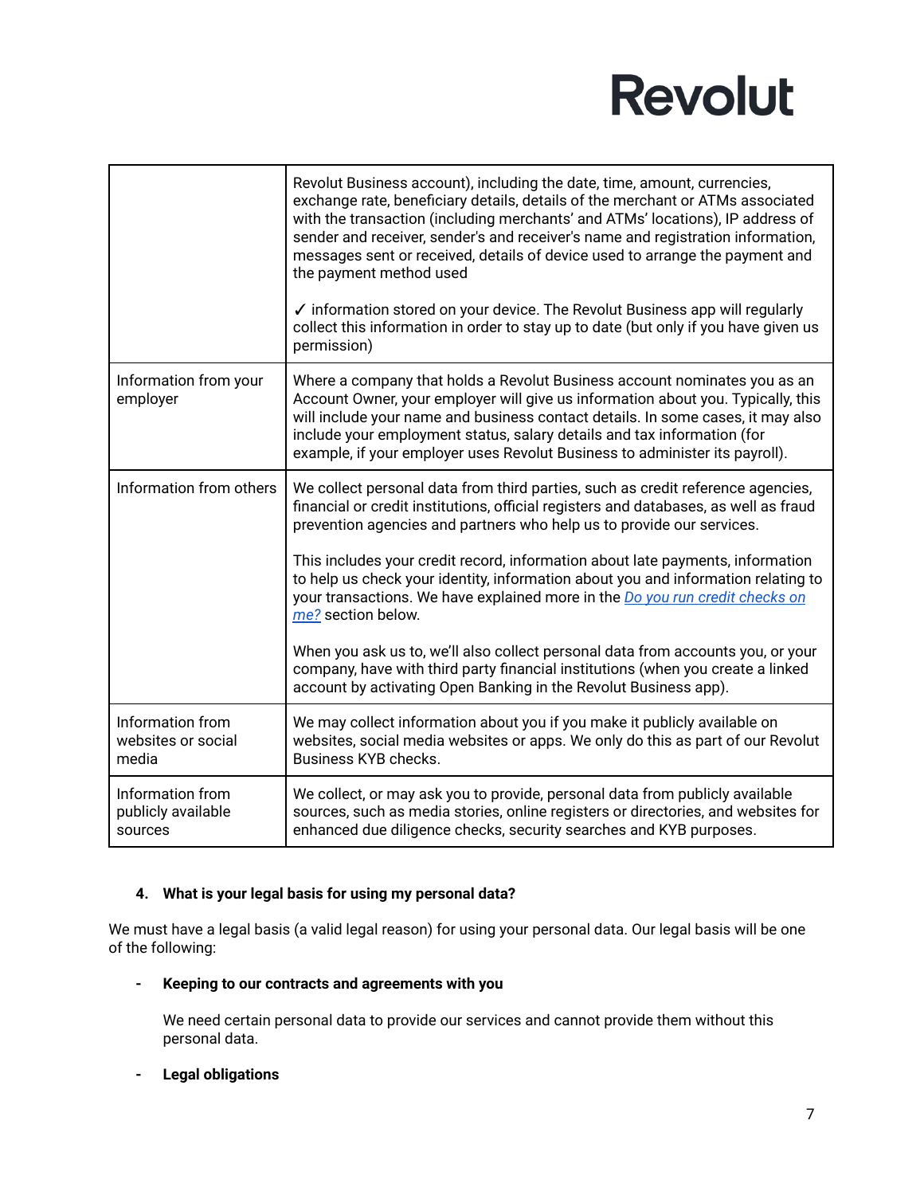| | |
|---|---|
| | Revolut Business account), including the date, time, amount, currencies, exchange rate, beneficiary details, details of the merchant or ATMs associated with the transaction (including merchants' and ATMs' locations), IP address of sender and receiver, sender's and receiver's name and registration information, messages sent or received, details of device used to arrange the payment and the payment method used<br><br>✓ information stored on your device. The Revolut Business app will regularly collect this information in order to stay up to date (but only if you have given us permission) |
| Information from your employer | Where a company that holds a Revolut Business account nominates you as an Account Owner, your employer will give us information about you. Typically, this will include your name and business contact details. In some cases, it may also include your employment status, salary details and tax information (for example, if your employer uses Revolut Business to administer its payroll). |
| Information from others | We collect personal data from third parties, such as credit reference agencies, financial or credit institutions, official registers and databases, as well as fraud prevention agencies and partners who help us to provide our services.<br><br>This includes your credit record, information about late payments, information to help us check your identity, information about you and information relating to your transactions. We have explained more in the *Do you run credit checks on me?* section below.<br><br>When you ask us to, we'll also collect personal data from accounts you, or your company, have with third party financial institutions (when you create a linked account by activating Open Banking in the Revolut Business app). |
| Information from websites or social media | We may collect information about you if you make it publicly available on websites, social media websites or apps. We only do this as part of our Revolut Business KYB checks. |
| Information from publicly available sources | We collect, or may ask you to provide, personal data from publicly available sources, such as media stories, online registers or directories, and websites for enhanced due diligence checks, security searches and KYB purposes. |

## 4. What is your legal basis for using my personal data?

We must have a legal basis (a valid legal reason) for using your personal data. Our legal basis will be one of the following:

- **Keeping to our contracts and agreements with you**

  We need certain personal data to provide our services and cannot provide them without this personal data.

- **Legal obligations**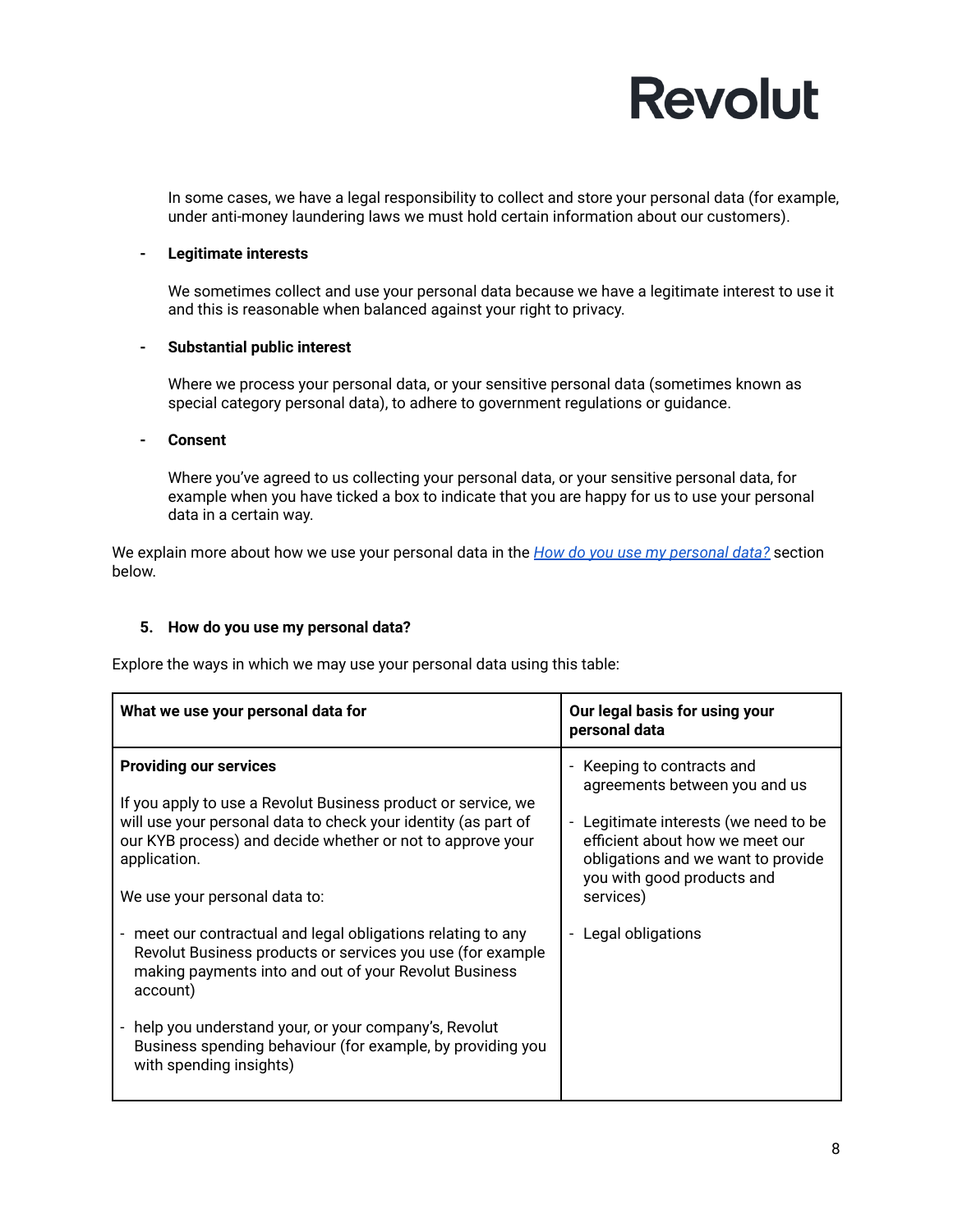In some cases, we have a legal responsibility to collect and store your personal data (for example, under anti-money laundering laws we must hold certain information about our customers).

- **Legitimate interests**

  We sometimes collect and use your personal data because we have a legitimate interest to use it and this is reasonable when balanced against your right to privacy.

- **Substantial public interest**

  Where we process your personal data, or your sensitive personal data (sometimes known as special category personal data), to adhere to government regulations or guidance.

- **Consent**

  Where you've agreed to us collecting your personal data, or your sensitive personal data, for example when you have ticked a box to indicate that you are happy for us to use your personal data in a certain way.

We explain more about how we use your personal data in the *How do you use my personal data?* section below.

## 5. How do you use my personal data?

Explore the ways in which we may use your personal data using this table:

| What we use your personal data for | Our legal basis for using your personal data |
|---|---|
| **Providing our services**<br><br>If you apply to use a Revolut Business product or service, we will use your personal data to check your identity (as part of our KYB process) and decide whether or not to approve your application.<br><br>We use your personal data to:<br><br>- meet our contractual and legal obligations relating to any Revolut Business products or services you use (for example making payments into and out of your Revolut Business account)<br><br>- help you understand your, or your company's, Revolut Business spending behaviour (for example, by providing you with spending insights) | - Keeping to contracts and agreements between you and us<br><br>- Legitimate interests (we need to be efficient about how we meet our obligations and we want to provide you with good products and services)<br><br>- Legal obligations |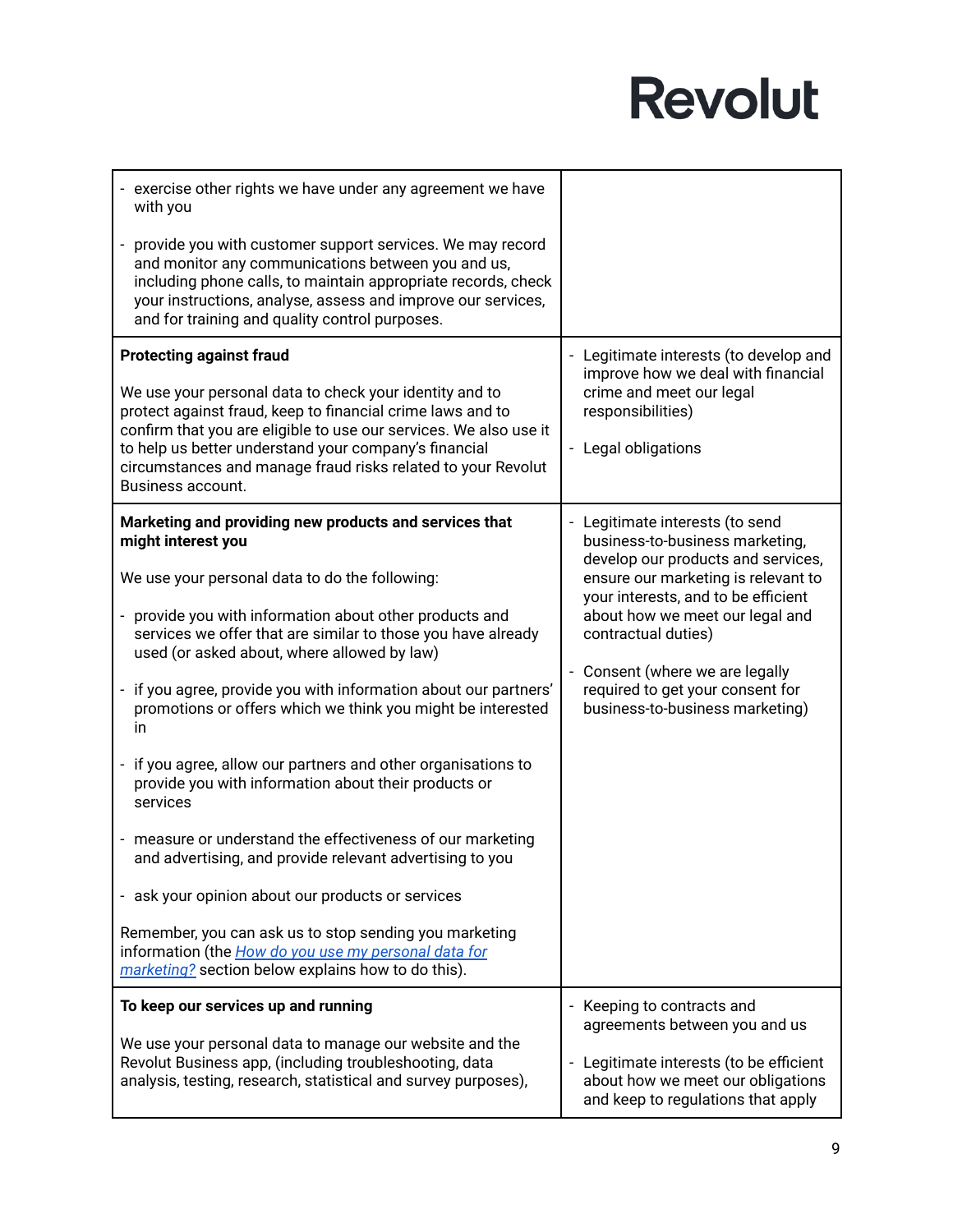| | |
|---|---|
| - exercise other rights we have under any agreement we have with you<br><br>- provide you with customer support services. We may record and monitor any communications between you and us, including phone calls, to maintain appropriate records, check your instructions, analyse, assess and improve our services, and for training and quality control purposes. | |
| **Protecting against fraud**<br><br>We use your personal data to check your identity and to protect against fraud, keep to financial crime laws and to confirm that you are eligible to use our services. We also use it to help us better understand your company's financial circumstances and manage fraud risks related to your Revolut Business account. | - Legitimate interests (to develop and improve how we deal with financial crime and meet our legal responsibilities)<br><br>- Legal obligations |
| **Marketing and providing new products and services that might interest you**<br><br>We use your personal data to do the following:<br><br>- provide you with information about other products and services we offer that are similar to those you have already used (or asked about, where allowed by law)<br><br>- if you agree, provide you with information about our partners' promotions or offers which we think you might be interested in<br><br>- if you agree, allow our partners and other organisations to provide you with information about their products or services<br><br>- measure or understand the effectiveness of our marketing and advertising, and provide relevant advertising to you<br><br>- ask your opinion about our products or services<br><br>Remember, you can ask us to stop sending you marketing information (the *How do you use my personal data for marketing?* section below explains how to do this). | - Legitimate interests (to send business-to-business marketing, develop our products and services, ensure our marketing is relevant to your interests, and to be efficient about how we meet our legal and contractual duties)<br><br>- Consent (where we are legally required to get your consent for business-to-business marketing) |
| **To keep our services up and running**<br><br>We use your personal data to manage our website and the Revolut Business app, (including troubleshooting, data analysis, testing, research, statistical and survey purposes), | - Keeping to contracts and agreements between you and us<br><br>- Legitimate interests (to be efficient about how we meet our obligations and keep to regulations that apply |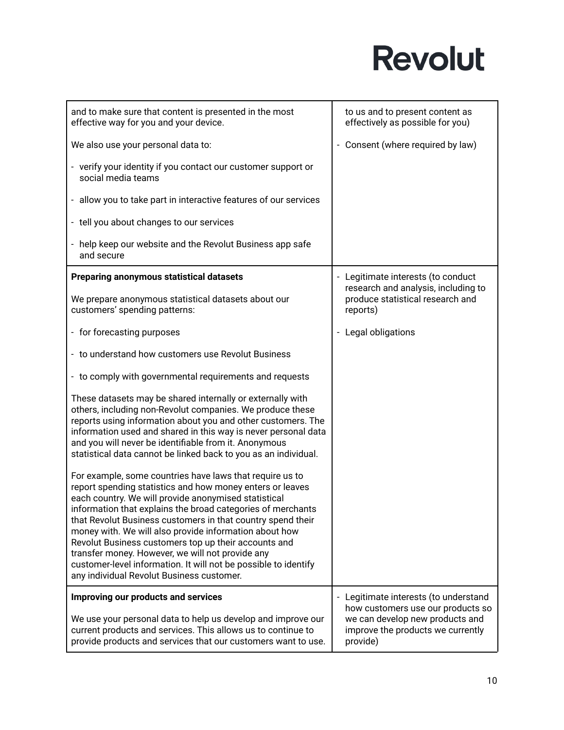| | |
|---|---|
| and to make sure that content is presented in the most effective way for you and your device.<br><br>We also use your personal data to:<br><br>- verify your identity if you contact our customer support or social media teams<br>- allow you to take part in interactive features of our services<br>- tell you about changes to our services<br>- help keep our website and the Revolut Business app safe and secure | to us and to present content as effectively as possible for you)<br><br>- Consent (where required by law) |
| **Preparing anonymous statistical datasets**<br><br>We prepare anonymous statistical datasets about our customers' spending patterns:<br><br>- for forecasting purposes<br>- to understand how customers use Revolut Business<br>- to comply with governmental requirements and requests<br><br>These datasets may be shared internally or externally with others, including non-Revolut companies. We produce these reports using information about you and other customers. The information used and shared in this way is never personal data and you will never be identifiable from it. Anonymous statistical data cannot be linked back to you as an individual.<br><br>For example, some countries have laws that require us to report spending statistics and how money enters or leaves each country. We will provide anonymised statistical information that explains the broad categories of merchants that Revolut Business customers in that country spend their money with. We will also provide information about how Revolut Business customers top up their accounts and transfer money. However, we will not provide any customer-level information. It will not be possible to identify any individual Revolut Business customer. | - Legitimate interests (to conduct research and analysis, including to produce statistical research and reports)<br><br>- Legal obligations |
| **Improving our products and services**<br><br>We use your personal data to help us develop and improve our current products and services. This allows us to continue to provide products and services that our customers want to use. | - Legitimate interests (to understand how customers use our products so we can develop new products and improve the products we currently provide) |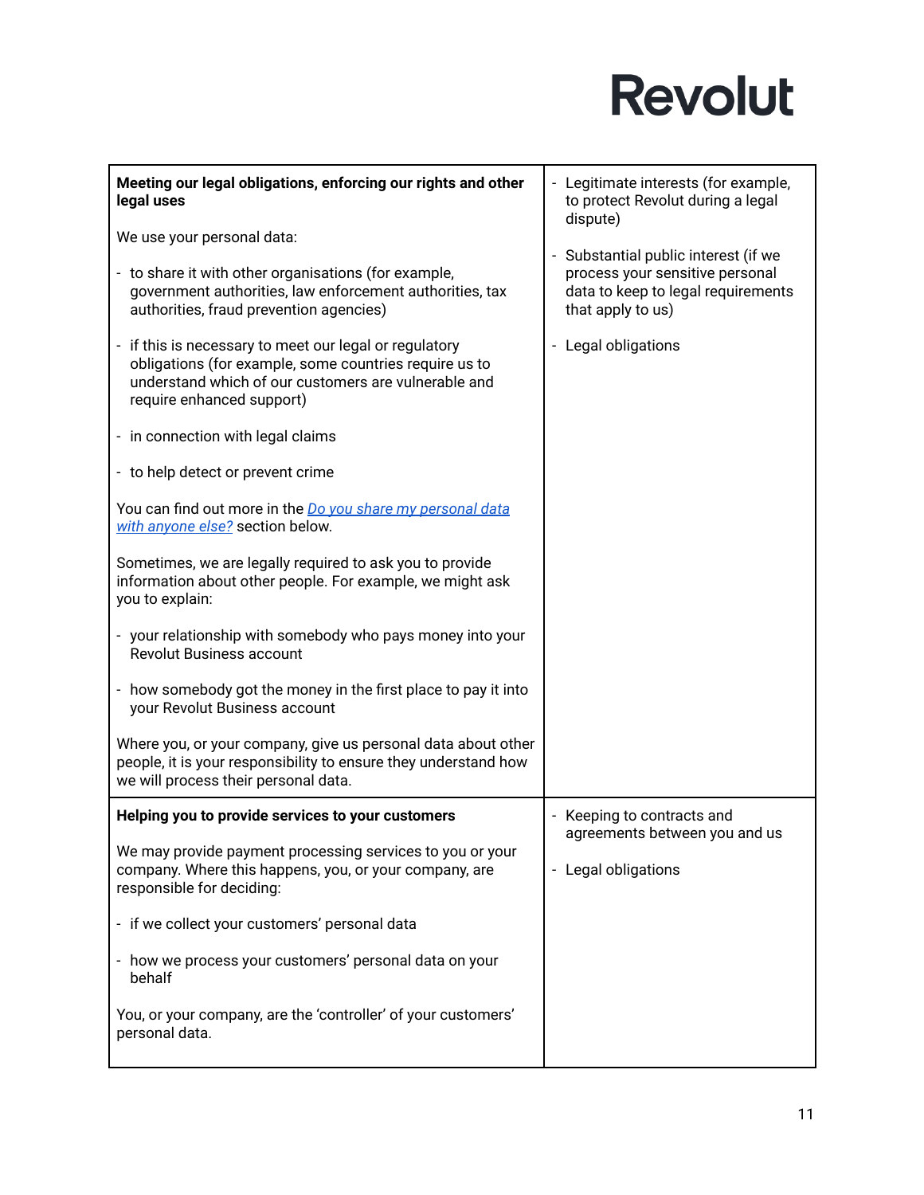| | |
|---|---|
| **Meeting our legal obligations, enforcing our rights and other legal uses**<br><br>We use your personal data:<br><br>- to share it with other organisations (for example, government authorities, law enforcement authorities, tax authorities, fraud prevention agencies)<br><br>- if this is necessary to meet our legal or regulatory obligations (for example, some countries require us to understand which of our customers are vulnerable and require enhanced support)<br><br>- in connection with legal claims<br><br>- to help detect or prevent crime<br><br>You can find out more in the [Do you share my personal data with anyone else?]() section below.<br><br>Sometimes, we are legally required to ask you to provide information about other people. For example, we might ask you to explain:<br><br>- your relationship with somebody who pays money into your Revolut Business account<br><br>- how somebody got the money in the first place to pay it into your Revolut Business account<br><br>Where you, or your company, give us personal data about other people, it is your responsibility to ensure they understand how we will process their personal data. | - Legitimate interests (for example, to protect Revolut during a legal dispute)<br><br>- Substantial public interest (if we process your sensitive personal data to keep to legal requirements that apply to us)<br><br>- Legal obligations |
| **Helping you to provide services to your customers**<br><br>We may provide payment processing services to you or your company. Where this happens, you, or your company, are responsible for deciding:<br><br>- if we collect your customers' personal data<br><br>- how we process your customers' personal data on your behalf<br><br>You, or your company, are the 'controller' of your customers' personal data. | - Keeping to contracts and agreements between you and us<br><br>- Legal obligations |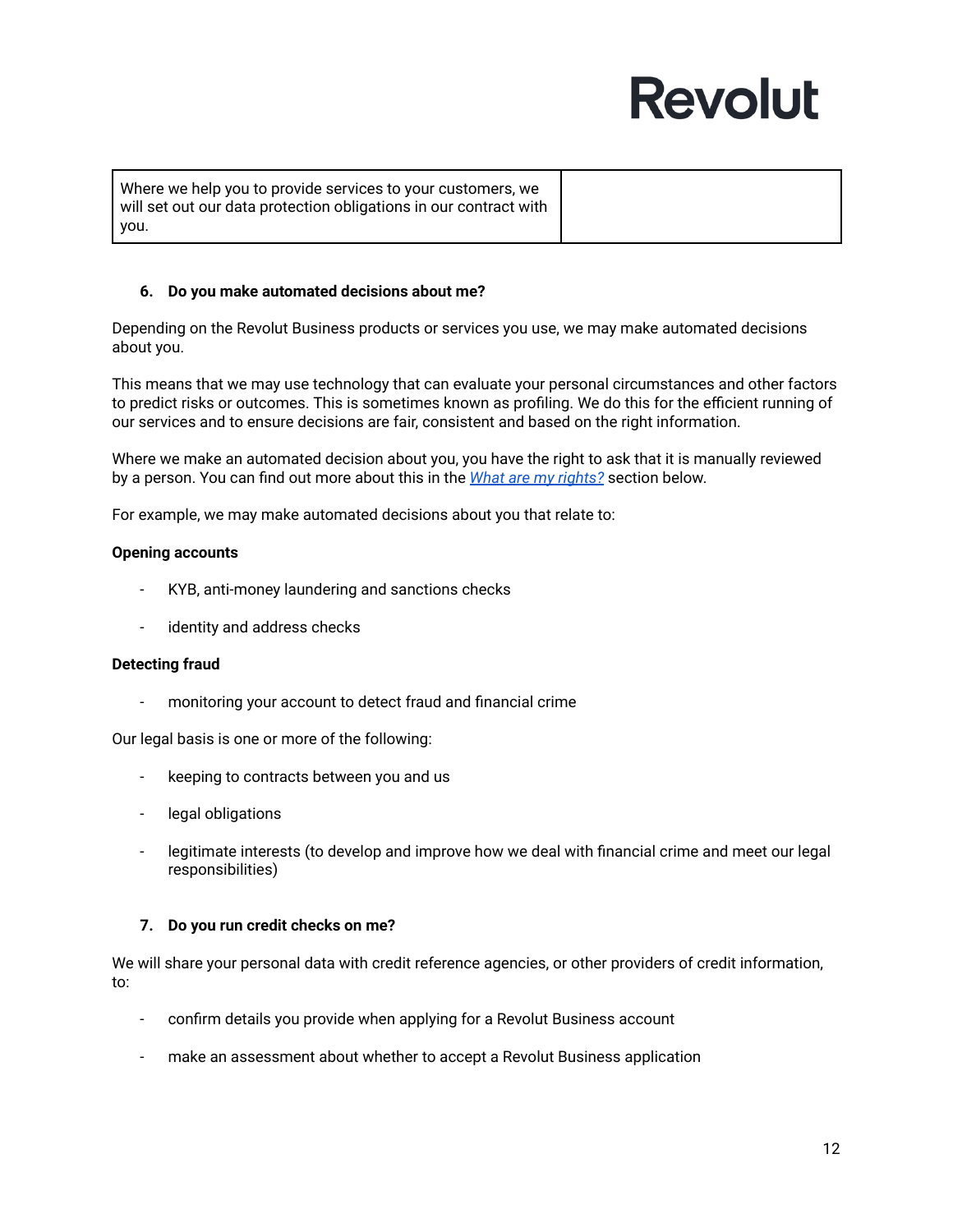| Where we help you to provide services to your customers, we will set out our data protection obligations in our contract with you. | |
|---|---|

### 6. Do you make automated decisions about me?

Depending on the Revolut Business products or services you use, we may make automated decisions about you.

This means that we may use technology that can evaluate your personal circumstances and other factors to predict risks or outcomes. This is sometimes known as profiling. We do this for the efficient running of our services and to ensure decisions are fair, consistent and based on the right information.

Where we make an automated decision about you, you have the right to ask that it is manually reviewed by a person. You can find out more about this in the *What are my rights?* section below.

For example, we may make automated decisions about you that relate to:

**Opening accounts**

- KYB, anti-money laundering and sanctions checks
- identity and address checks

**Detecting fraud**

- monitoring your account to detect fraud and financial crime

Our legal basis is one or more of the following:

- keeping to contracts between you and us
- legal obligations
- legitimate interests (to develop and improve how we deal with financial crime and meet our legal responsibilities)

### 7. Do you run credit checks on me?

We will share your personal data with credit reference agencies, or other providers of credit information, to:

- confirm details you provide when applying for a Revolut Business account
- make an assessment about whether to accept a Revolut Business application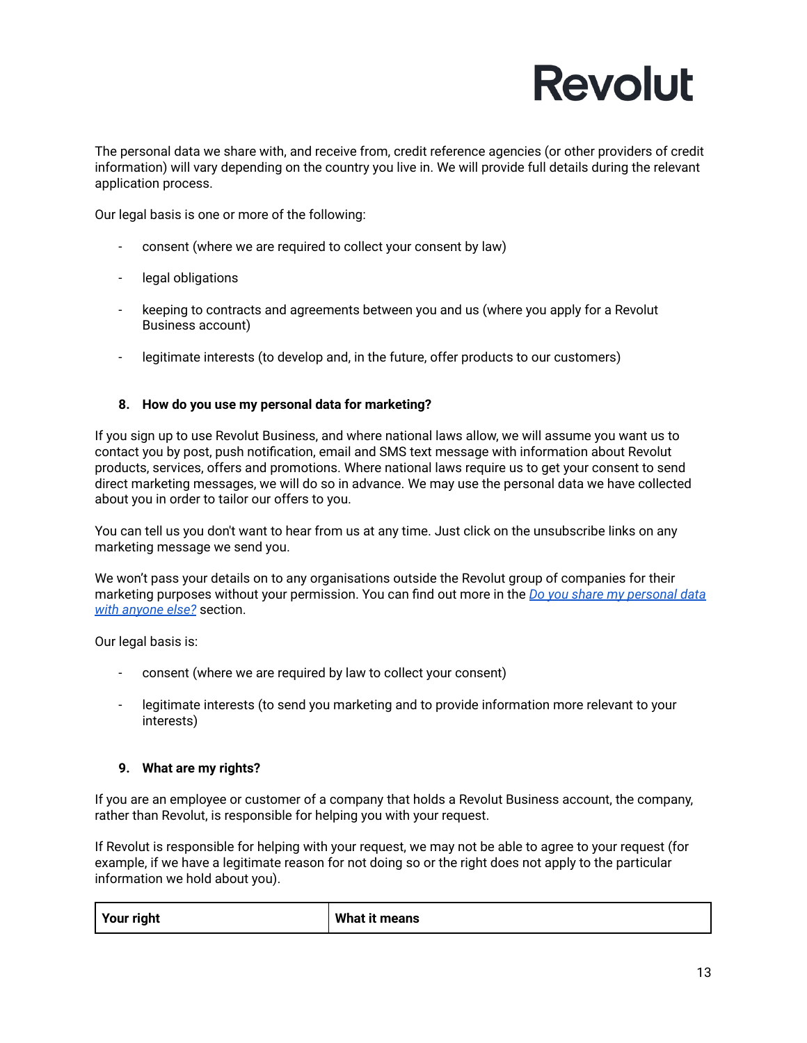The personal data we share with, and receive from, credit reference agencies (or other providers of credit information) will vary depending on the country you live in. We will provide full details during the relevant application process.

Our legal basis is one or more of the following:

- consent (where we are required to collect your consent by law)
- legal obligations
- keeping to contracts and agreements between you and us (where you apply for a Revolut Business account)
- legitimate interests (to develop and, in the future, offer products to our customers)

### 8. How do you use my personal data for marketing?

If you sign up to use Revolut Business, and where national laws allow, we will assume you want us to contact you by post, push notification, email and SMS text message with information about Revolut products, services, offers and promotions. Where national laws require us to get your consent to send direct marketing messages, we will do so in advance. We may use the personal data we have collected about you in order to tailor our offers to you.

You can tell us you don't want to hear from us at any time. Just click on the unsubscribe links on any marketing message we send you.

We won't pass your details on to any organisations outside the Revolut group of companies for their marketing purposes without your permission. You can find out more in the *Do you share my personal data with anyone else?* section.

Our legal basis is:

- consent (where we are required by law to collect your consent)
- legitimate interests (to send you marketing and to provide information more relevant to your interests)

### 9. What are my rights?

If you are an employee or customer of a company that holds a Revolut Business account, the company, rather than Revolut, is responsible for helping you with your request.

If Revolut is responsible for helping with your request, we may not be able to agree to your request (for example, if we have a legitimate reason for not doing so or the right does not apply to the particular information we hold about you).

| Your right | What it means |
|---|---|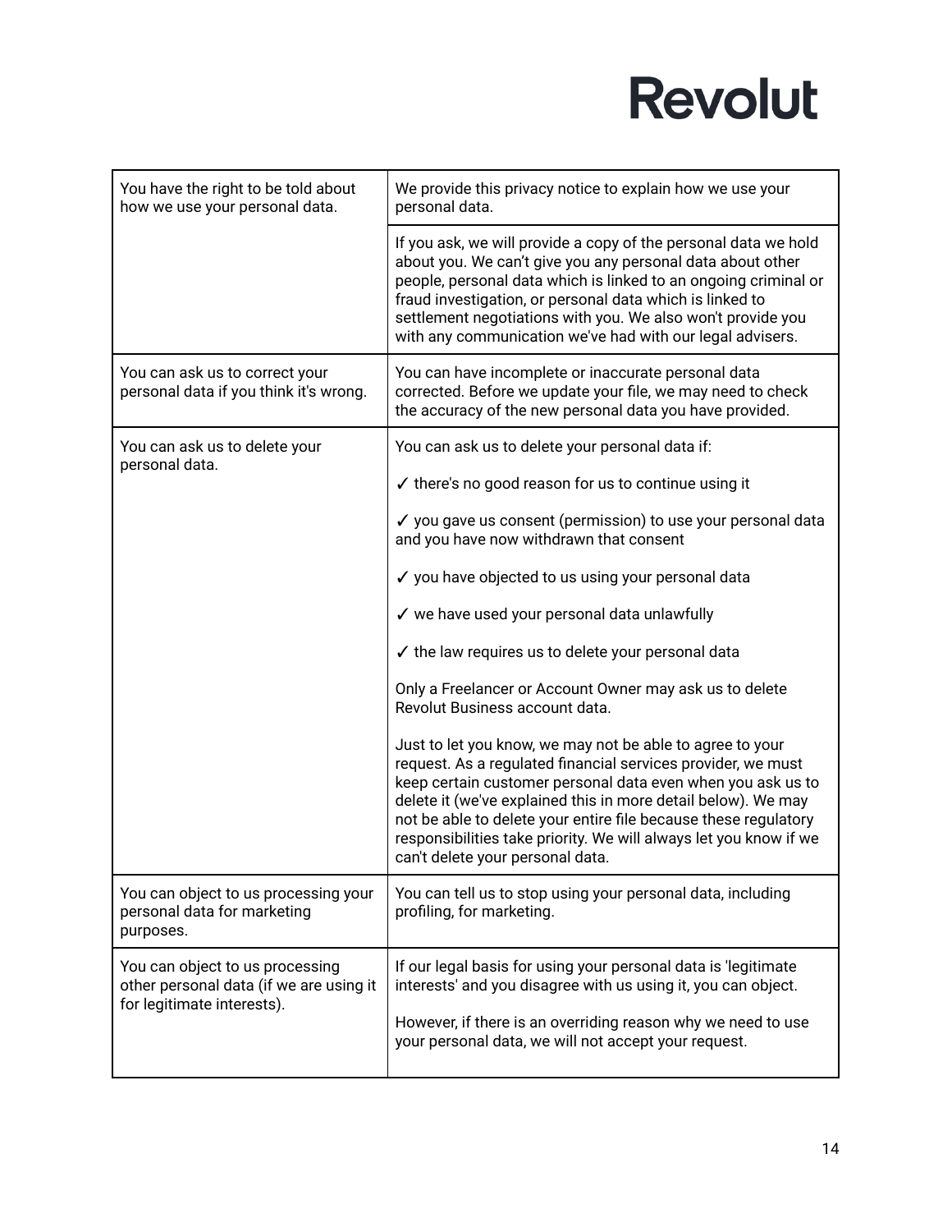| | |
|---|---|
| You have the right to be told about how we use your personal data. | We provide this privacy notice to explain how we use your personal data. |
| | If you ask, we will provide a copy of the personal data we hold about you. We can’t give you any personal data about other people, personal data which is linked to an ongoing criminal or fraud investigation, or personal data which is linked to settlement negotiations with you. We also won't provide you with any communication we've had with our legal advisers. |
| You can ask us to correct your personal data if you think it's wrong. | You can have incomplete or inaccurate personal data corrected. Before we update your file, we may need to check the accuracy of the new personal data you have provided. |
| You can ask us to delete your personal data. | You can ask us to delete your personal data if:<br><br>✓ there's no good reason for us to continue using it<br><br>✓ you gave us consent (permission) to use your personal data and you have now withdrawn that consent<br><br>✓ you have objected to us using your personal data<br><br>✓ we have used your personal data unlawfully<br><br>✓ the law requires us to delete your personal data<br><br>Only a Freelancer or Account Owner may ask us to delete Revolut Business account data.<br><br>Just to let you know, we may not be able to agree to your request. As a regulated financial services provider, we must keep certain customer personal data even when you ask us to delete it (we've explained this in more detail below). We may not be able to delete your entire file because these regulatory responsibilities take priority. We will always let you know if we can't delete your personal data. |
| You can object to us processing your personal data for marketing purposes. | You can tell us to stop using your personal data, including profiling, for marketing. |
| You can object to us processing other personal data (if we are using it for legitimate interests). | If our legal basis for using your personal data is 'legitimate interests' and you disagree with us using it, you can object.<br><br>However, if there is an overriding reason why we need to use your personal data, we will not accept your request. |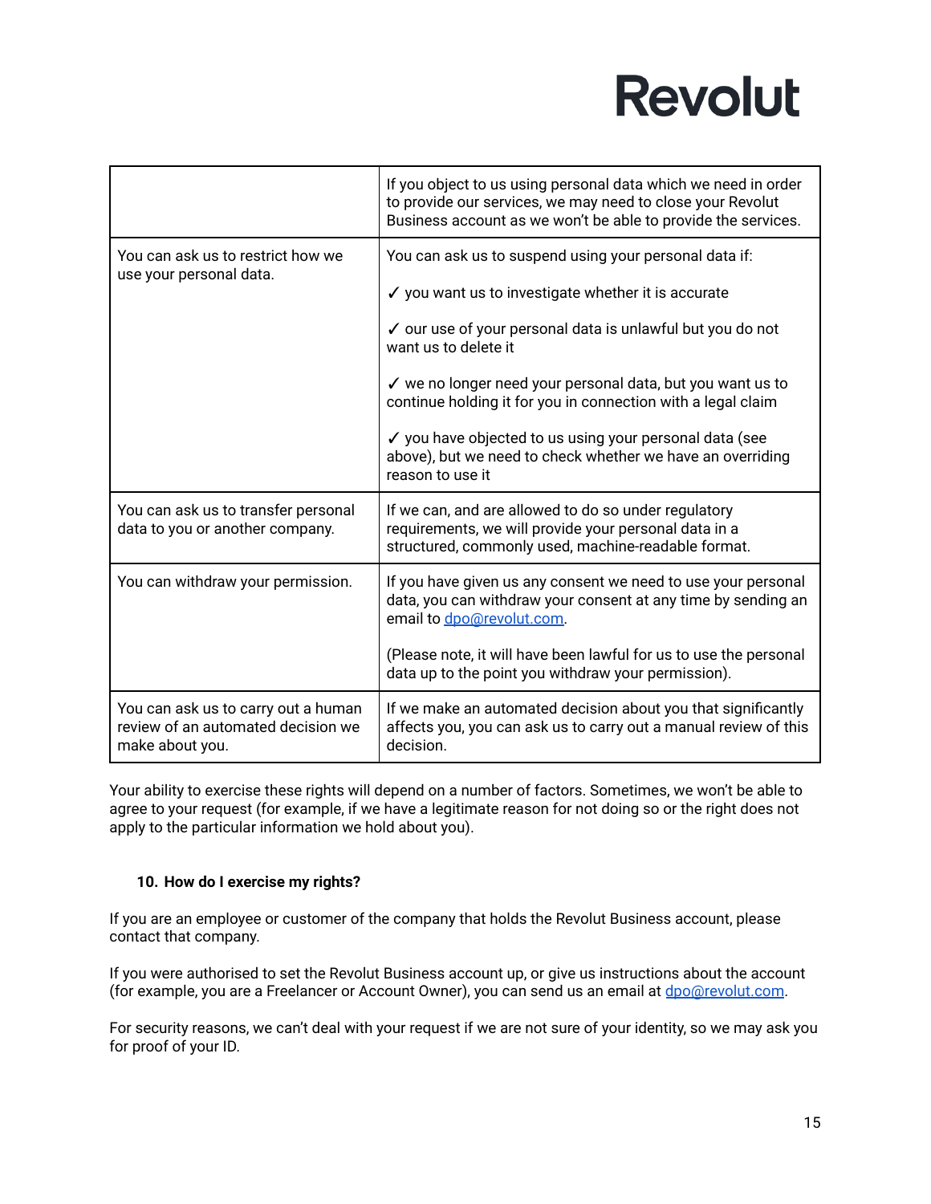| | |
|---|---|
| | If you object to us using personal data which we need in order to provide our services, we may need to close your Revolut Business account as we won't be able to provide the services. |
| You can ask us to restrict how we use your personal data. | You can ask us to suspend using your personal data if:<br><br>✓ you want us to investigate whether it is accurate<br><br>✓ our use of your personal data is unlawful but you do not want us to delete it<br><br>✓ we no longer need your personal data, but you want us to continue holding it for you in connection with a legal claim<br><br>✓ you have objected to us using your personal data (see above), but we need to check whether we have an overriding reason to use it |
| You can ask us to transfer personal data to you or another company. | If we can, and are allowed to do so under regulatory requirements, we will provide your personal data in a structured, commonly used, machine-readable format. |
| You can withdraw your permission. | If you have given us any consent we need to use your personal data, you can withdraw your consent at any time by sending an email to [dpo@revolut.com](mailto:dpo@revolut.com).<br><br>(Please note, it will have been lawful for us to use the personal data up to the point you withdraw your permission). |
| You can ask us to carry out a human review of an automated decision we make about you. | If we make an automated decision about you that significantly affects you, you can ask us to carry out a manual review of this decision. |

Your ability to exercise these rights will depend on a number of factors. Sometimes, we won't be able to agree to your request (for example, if we have a legitimate reason for not doing so or the right does not apply to the particular information we hold about you).

## 10. How do I exercise my rights?

If you are an employee or customer of the company that holds the Revolut Business account, please contact that company.

If you were authorised to set the Revolut Business account up, or give us instructions about the account (for example, you are a Freelancer or Account Owner), you can send us an email at [dpo@revolut.com](mailto:dpo@revolut.com).

For security reasons, we can't deal with your request if we are not sure of your identity, so we may ask you for proof of your ID.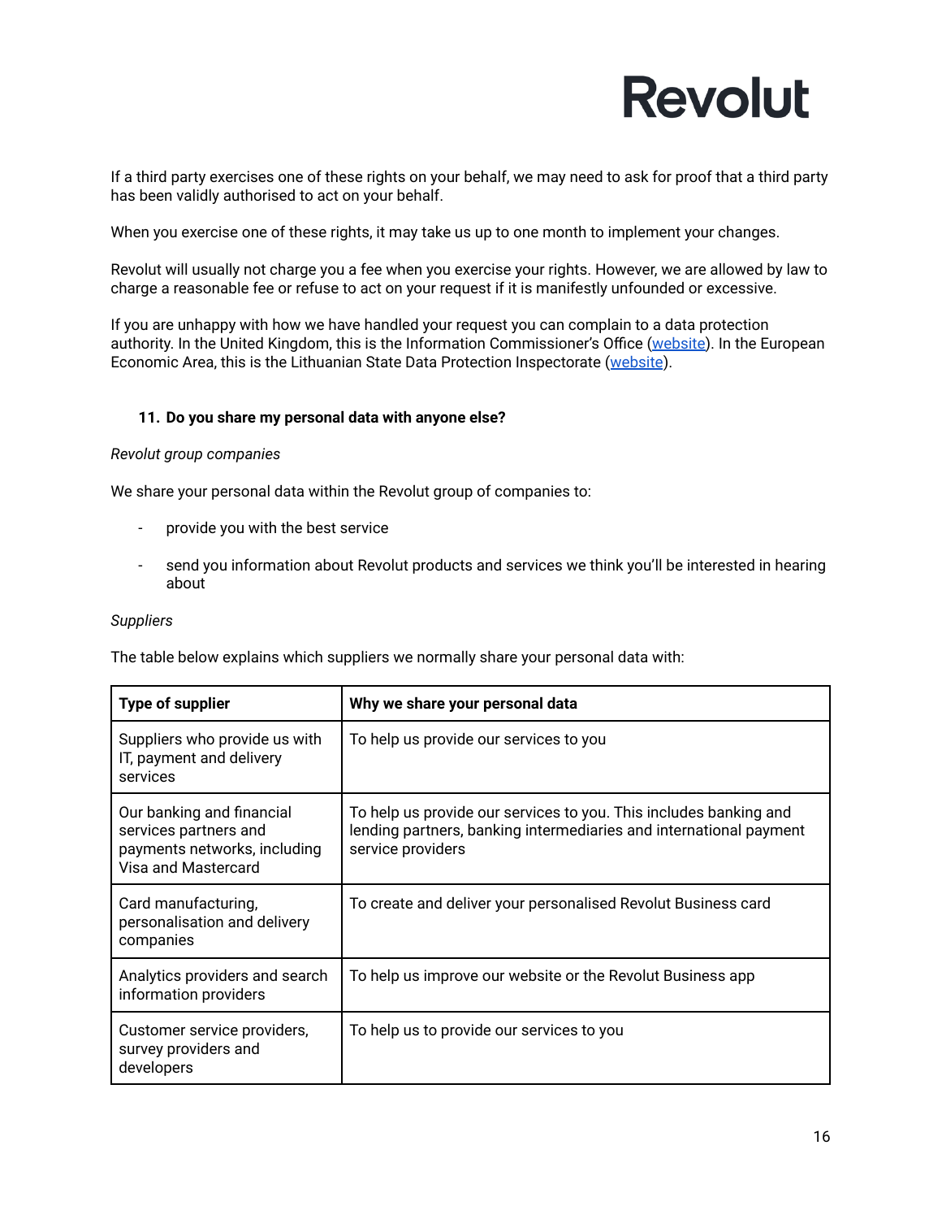If a third party exercises one of these rights on your behalf, we may need to ask for proof that a third party has been validly authorised to act on your behalf.

When you exercise one of these rights, it may take us up to one month to implement your changes.

Revolut will usually not charge you a fee when you exercise your rights. However, we are allowed by law to charge a reasonable fee or refuse to act on your request if it is manifestly unfounded or excessive.

If you are unhappy with how we have handled your request you can complain to a data protection authority. In the United Kingdom, this is the Information Commissioner's Office (website). In the European Economic Area, this is the Lithuanian State Data Protection Inspectorate (website).

## 11. Do you share my personal data with anyone else?

*Revolut group companies*

We share your personal data within the Revolut group of companies to:

- provide you with the best service
- send you information about Revolut products and services we think you'll be interested in hearing about

*Suppliers*

The table below explains which suppliers we normally share your personal data with:

| Type of supplier | Why we share your personal data |
|---|---|
| Suppliers who provide us with IT, payment and delivery services | To help us provide our services to you |
| Our banking and financial services partners and payments networks, including Visa and Mastercard | To help us provide our services to you. This includes banking and lending partners, banking intermediaries and international payment service providers |
| Card manufacturing, personalisation and delivery companies | To create and deliver your personalised Revolut Business card |
| Analytics providers and search information providers | To help us improve our website or the Revolut Business app |
| Customer service providers, survey providers and developers | To help us to provide our services to you |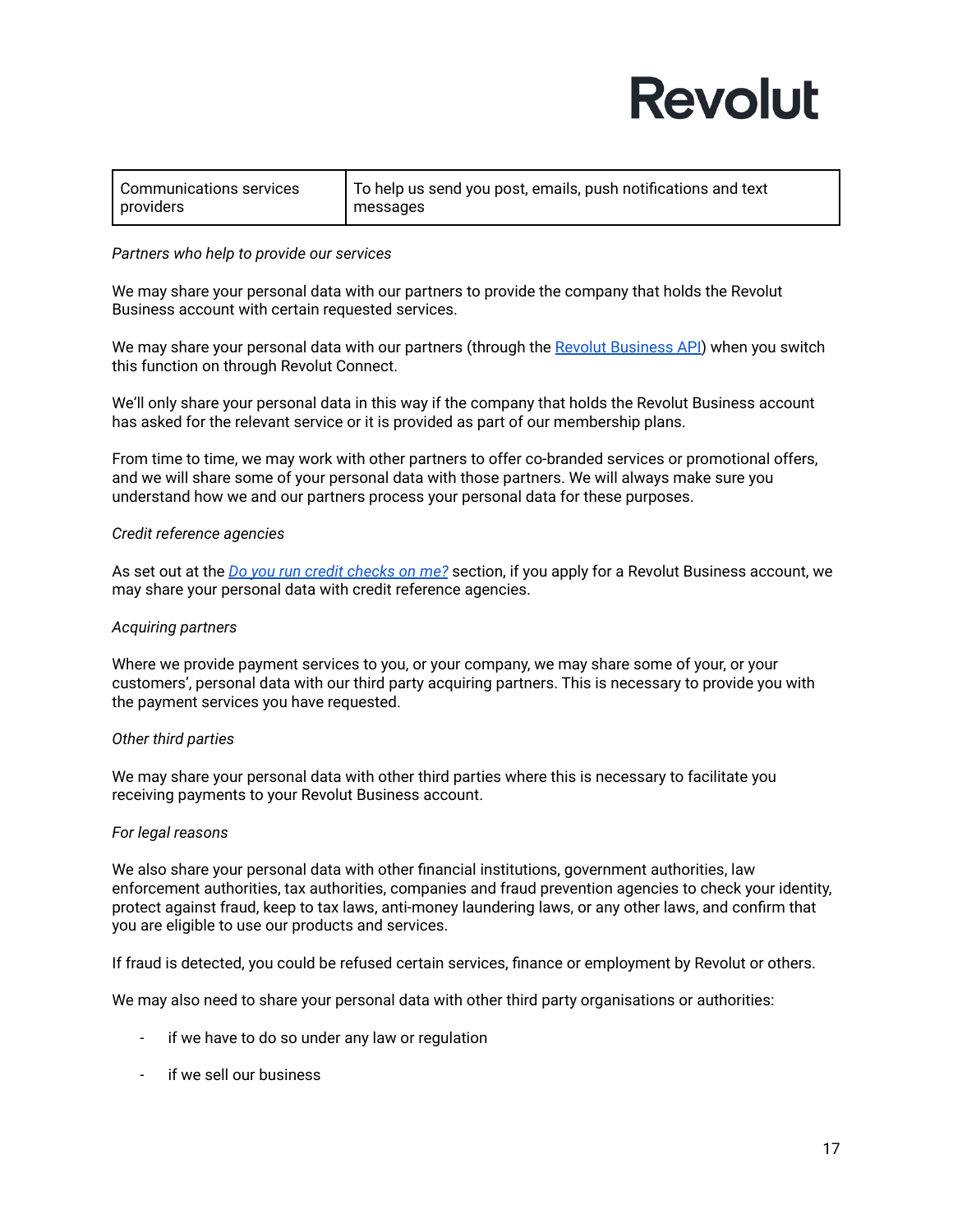| Communications services providers | To help us send you post, emails, push notifications and text messages |
|---|---|

*Partners who help to provide our services*

We may share your personal data with our partners to provide the company that holds the Revolut Business account with certain requested services.

We may share your personal data with our partners (through the [Revolut Business API]) when you switch this function on through Revolut Connect.

We'll only share your personal data in this way if the company that holds the Revolut Business account has asked for the relevant service or it is provided as part of our membership plans.

From time to time, we may work with other partners to offer co-branded services or promotional offers, and we will share some of your personal data with those partners. We will always make sure you understand how we and our partners process your personal data for these purposes.

*Credit reference agencies*

As set out at the *Do you run credit checks on me?* section, if you apply for a Revolut Business account, we may share your personal data with credit reference agencies.

*Acquiring partners*

Where we provide payment services to you, or your company, we may share some of your, or your customers', personal data with our third party acquiring partners. This is necessary to provide you with the payment services you have requested.

*Other third parties*

We may share your personal data with other third parties where this is necessary to facilitate you receiving payments to your Revolut Business account.

*For legal reasons*

We also share your personal data with other financial institutions, government authorities, law enforcement authorities, tax authorities, companies and fraud prevention agencies to check your identity, protect against fraud, keep to tax laws, anti-money laundering laws, or any other laws, and confirm that you are eligible to use our products and services.

If fraud is detected, you could be refused certain services, finance or employment by Revolut or others.

We may also need to share your personal data with other third party organisations or authorities:

- if we have to do so under any law or regulation
- if we sell our business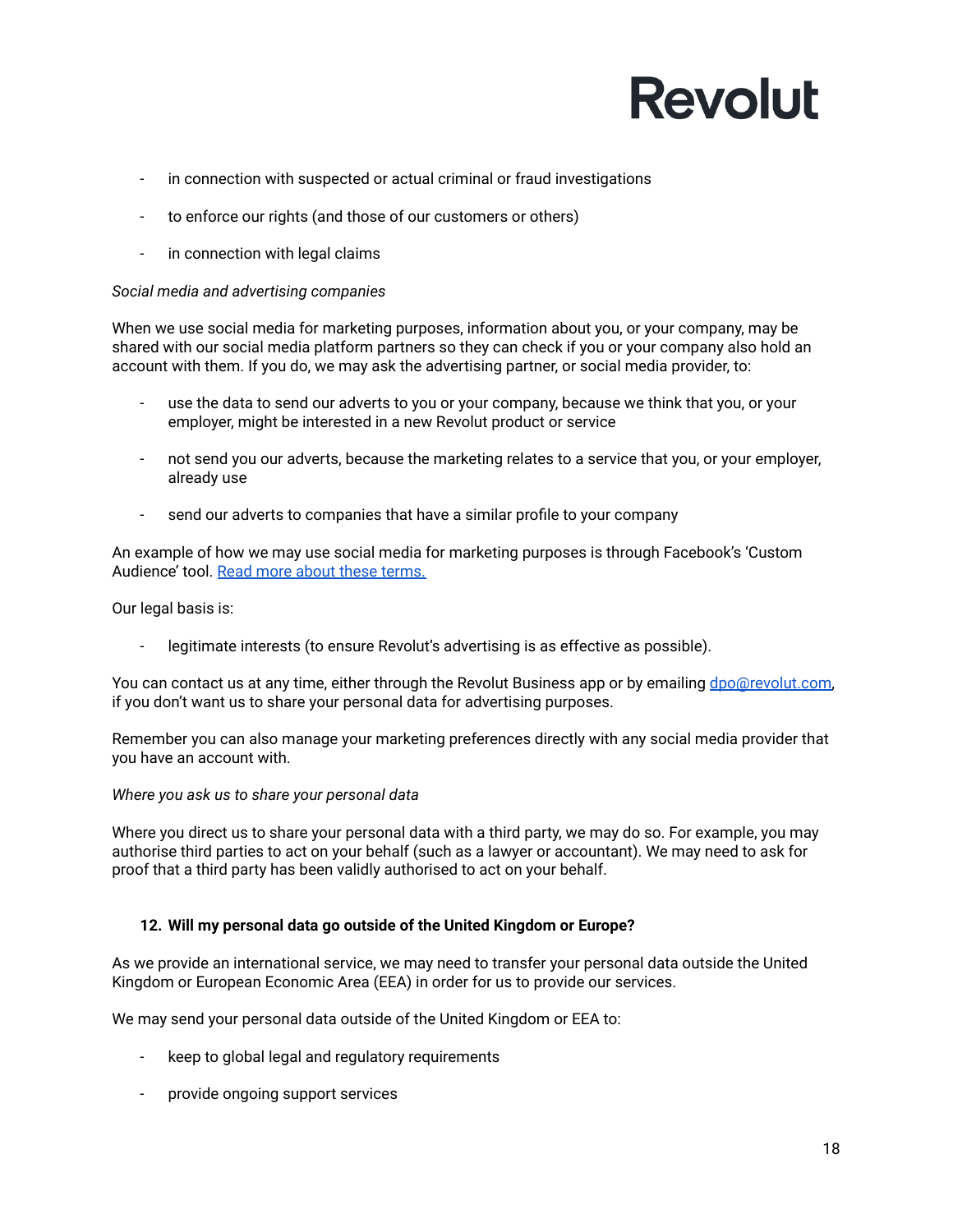- in connection with suspected or actual criminal or fraud investigations
- to enforce our rights (and those of our customers or others)
- in connection with legal claims

*Social media and advertising companies*

When we use social media for marketing purposes, information about you, or your company, may be shared with our social media platform partners so they can check if you or your company also hold an account with them. If you do, we may ask the advertising partner, or social media provider, to:

- use the data to send our adverts to you or your company, because we think that you, or your employer, might be interested in a new Revolut product or service
- not send you our adverts, because the marketing relates to a service that you, or your employer, already use
- send our adverts to companies that have a similar profile to your company

An example of how we may use social media for marketing purposes is through Facebook's 'Custom Audience' tool. [Read more about these terms.]()

Our legal basis is:

- legitimate interests (to ensure Revolut's advertising is as effective as possible).

You can contact us at any time, either through the Revolut Business app or by emailing [dpo@revolut.com](mailto:dpo@revolut.com), if you don't want us to share your personal data for advertising purposes.

Remember you can also manage your marketing preferences directly with any social media provider that you have an account with.

*Where you ask us to share your personal data*

Where you direct us to share your personal data with a third party, we may do so. For example, you may authorise third parties to act on your behalf (such as a lawyer or accountant). We may need to ask for proof that a third party has been validly authorised to act on your behalf.

### 12. Will my personal data go outside of the United Kingdom or Europe?

As we provide an international service, we may need to transfer your personal data outside the United Kingdom or European Economic Area (EEA) in order for us to provide our services.

We may send your personal data outside of the United Kingdom or EEA to:

- keep to global legal and regulatory requirements
- provide ongoing support services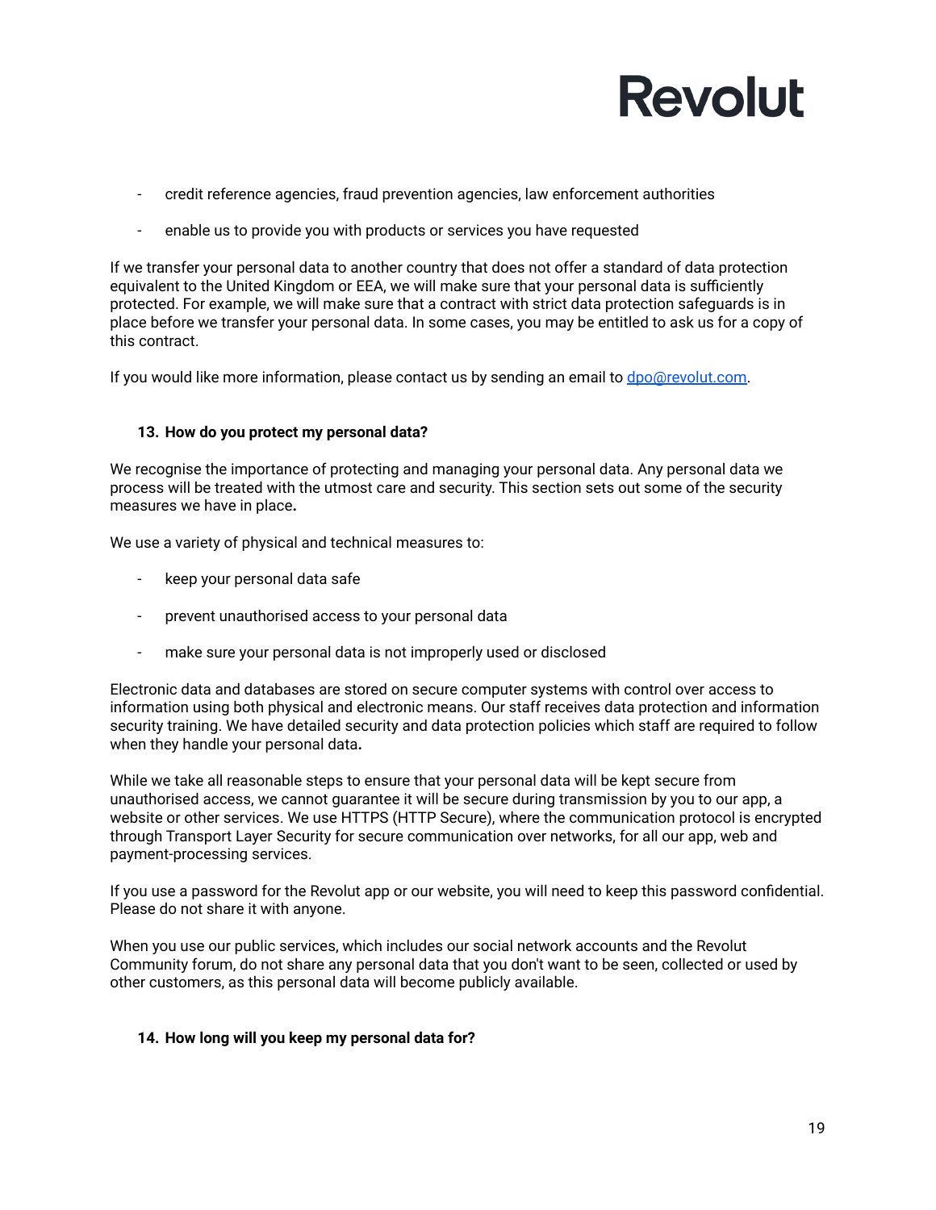- credit reference agencies, fraud prevention agencies, law enforcement authorities
- enable us to provide you with products or services you have requested

If we transfer your personal data to another country that does not offer a standard of data protection equivalent to the United Kingdom or EEA, we will make sure that your personal data is sufficiently protected. For example, we will make sure that a contract with strict data protection safeguards is in place before we transfer your personal data. In some cases, you may be entitled to ask us for a copy of this contract.

If you would like more information, please contact us by sending an email to [dpo@revolut.com](mailto:dpo@revolut.com).

### 13. How do you protect my personal data?

We recognise the importance of protecting and managing your personal data. Any personal data we process will be treated with the utmost care and security. This section sets out some of the security measures we have in place**.**

We use a variety of physical and technical measures to:

- keep your personal data safe
- prevent unauthorised access to your personal data
- make sure your personal data is not improperly used or disclosed

Electronic data and databases are stored on secure computer systems with control over access to information using both physical and electronic means. Our staff receives data protection and information security training. We have detailed security and data protection policies which staff are required to follow when they handle your personal data**.**

While we take all reasonable steps to ensure that your personal data will be kept secure from unauthorised access, we cannot guarantee it will be secure during transmission by you to our app, a website or other services. We use HTTPS (HTTP Secure), where the communication protocol is encrypted through Transport Layer Security for secure communication over networks, for all our app, web and payment-processing services.

If you use a password for the Revolut app or our website, you will need to keep this password confidential. Please do not share it with anyone.

When you use our public services, which includes our social network accounts and the Revolut Community forum, do not share any personal data that you don't want to be seen, collected or used by other customers, as this personal data will become publicly available.

### 14. How long will you keep my personal data for?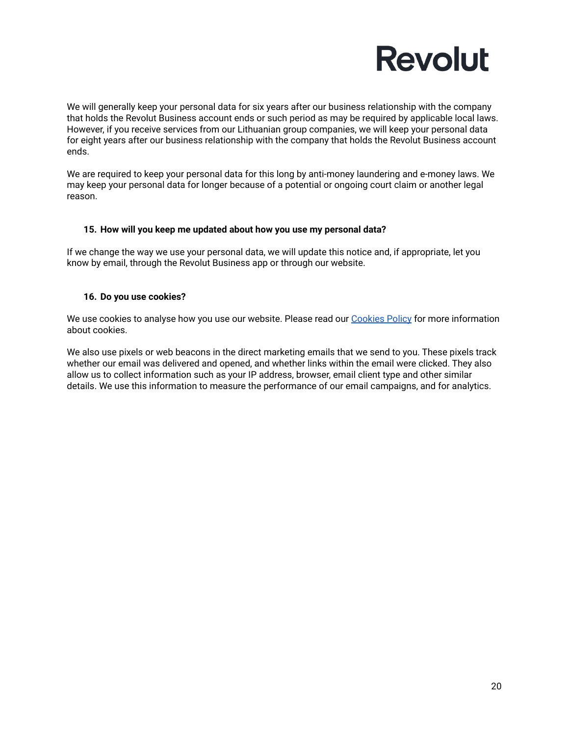We will generally keep your personal data for six years after our business relationship with the company that holds the Revolut Business account ends or such period as may be required by applicable local laws. However, if you receive services from our Lithuanian group companies, we will keep your personal data for eight years after our business relationship with the company that holds the Revolut Business account ends.

We are required to keep your personal data for this long by anti-money laundering and e-money laws. We may keep your personal data for longer because of a potential or ongoing court claim or another legal reason.

## 15. How will you keep me updated about how you use my personal data?

If we change the way we use your personal data, we will update this notice and, if appropriate, let you know by email, through the Revolut Business app or through our website.

## 16. Do you use cookies?

We use cookies to analyse how you use our website. Please read our [Cookies Policy] for more information about cookies.

We also use pixels or web beacons in the direct marketing emails that we send to you. These pixels track whether our email was delivered and opened, and whether links within the email were clicked. They also allow us to collect information such as your IP address, browser, email client type and other similar details. We use this information to measure the performance of our email campaigns, and for analytics.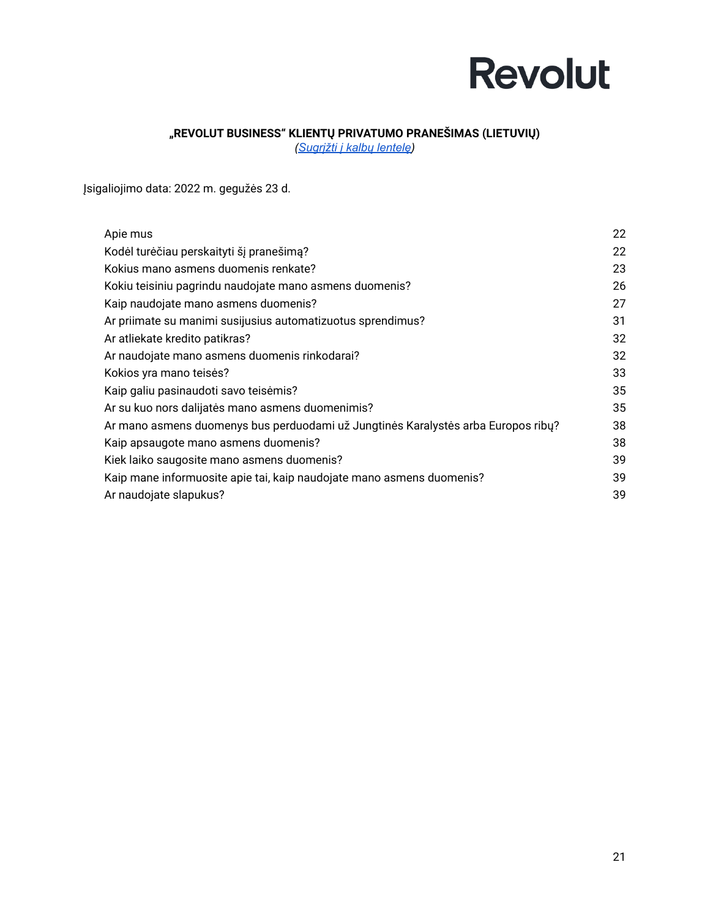Revolut

# „REVOLUT BUSINESS“ KLIENTŲ PRIVATUMO PRANEŠIMAS (LIETUVIŲ)

*(Sugrįžti į kalbų lentelę)*

Įsigaliojimo data: 2022 m. gegužės 23 d.

| | |
|---|---|
| Apie mus | 22 |
| Kodėl turėčiau perskaityti šį pranešimą? | 22 |
| Kokius mano asmens duomenis renkate? | 23 |
| Kokiu teisiniu pagrindu naudojate mano asmens duomenis? | 26 |
| Kaip naudojate mano asmens duomenis? | 27 |
| Ar priimate su manimi susijusius automatizuotus sprendimus? | 31 |
| Ar atliekate kredito patikras? | 32 |
| Ar naudojate mano asmens duomenis rinkodarai? | 32 |
| Kokios yra mano teisės? | 33 |
| Kaip galiu pasinaudoti savo teisėmis? | 35 |
| Ar su kuo nors dalijatės mano asmens duomenimis? | 35 |
| Ar mano asmens duomenys bus perduodami už Jungtinės Karalystės arba Europos ribų? | 38 |
| Kaip apsaugote mano asmens duomenis? | 38 |
| Kiek laiko saugosite mano asmens duomenis? | 39 |
| Kaip mane informuosite apie tai, kaip naudojate mano asmens duomenis? | 39 |
| Ar naudojate slapukus? | 39 |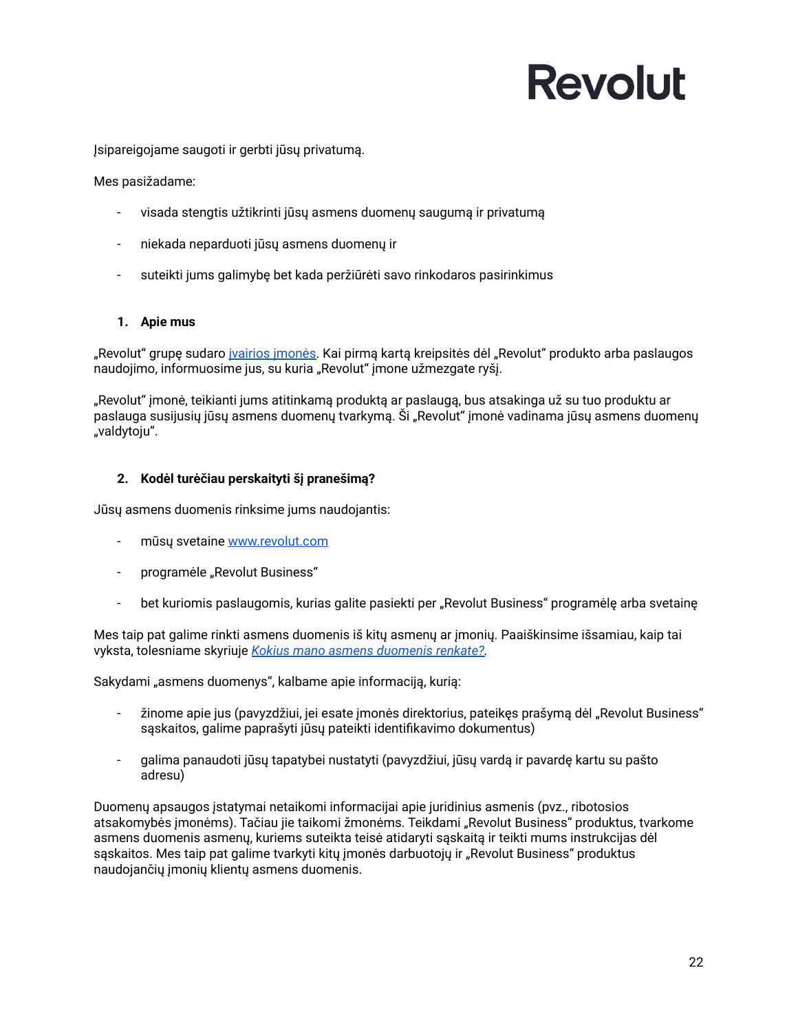Revolut

Įsipareigojame saugoti ir gerbti jūsų privatumą.

Mes pasižadame:

- visada stengtis užtikrinti jūsų asmens duomenų saugumą ir privatumą
- niekada neparduoti jūsų asmens duomenų ir
- suteikti jums galimybę bet kada peržiūrėti savo rinkodaros pasirinkimus

## 1. Apie mus

„Revolut“ grupę sudaro [įvairios įmonės](). Kai pirmą kartą kreipsitės dėl „Revolut“ produkto arba paslaugos naudojimo, informuosime jus, su kuria „Revolut“ įmone užmezgate ryšį.

„Revolut“ įmonė, teikianti jums atitinkamą produktą ar paslaugą, bus atsakinga už su tuo produktu ar paslauga susijusių jūsų asmens duomenų tvarkymą. Ši „Revolut“ įmonė vadinama jūsų asmens duomenų „valdytoju“.

## 2. Kodėl turėčiau perskaityti šį pranešimą?

Jūsų asmens duomenis rinksime jums naudojantis:

- mūsų svetaine [www.revolut.com]()
- programėle „Revolut Business“
- bet kuriomis paslaugomis, kurias galite pasiekti per „Revolut Business“ programėlę arba svetainę

Mes taip pat galime rinkti asmens duomenis iš kitų asmenų ar įmonių. Paaiškinsime išsamiau, kaip tai vyksta, tolesniame skyriuje [*Kokius mano asmens duomenis renkate?*]().

Sakydami „asmens duomenys“, kalbame apie informaciją, kurią:

- žinome apie jus (pavyzdžiui, jei esate įmonės direktorius, pateikęs prašymą dėl „Revolut Business“ sąskaitos, galime paprašyti jūsų pateikti identifikavimo dokumentus)
- galima panaudoti jūsų tapatybei nustatyti (pavyzdžiui, jūsų vardą ir pavardę kartu su pašto adresu)

Duomenų apsaugos įstatymai netaikomi informacijai apie juridinius asmenis (pvz., ribotosios atsakomybės įmonėms). Tačiau jie taikomi žmonėms. Teikdami „Revolut Business“ produktus, tvarkome asmens duomenis asmenų, kuriems suteikta teisė atidaryti sąskaitą ir teikti mums instrukcijas dėl sąskaitos. Mes taip pat galime tvarkyti kitų įmonės darbuotojų ir „Revolut Business“ produktus naudojančių įmonių klientų asmens duomenis.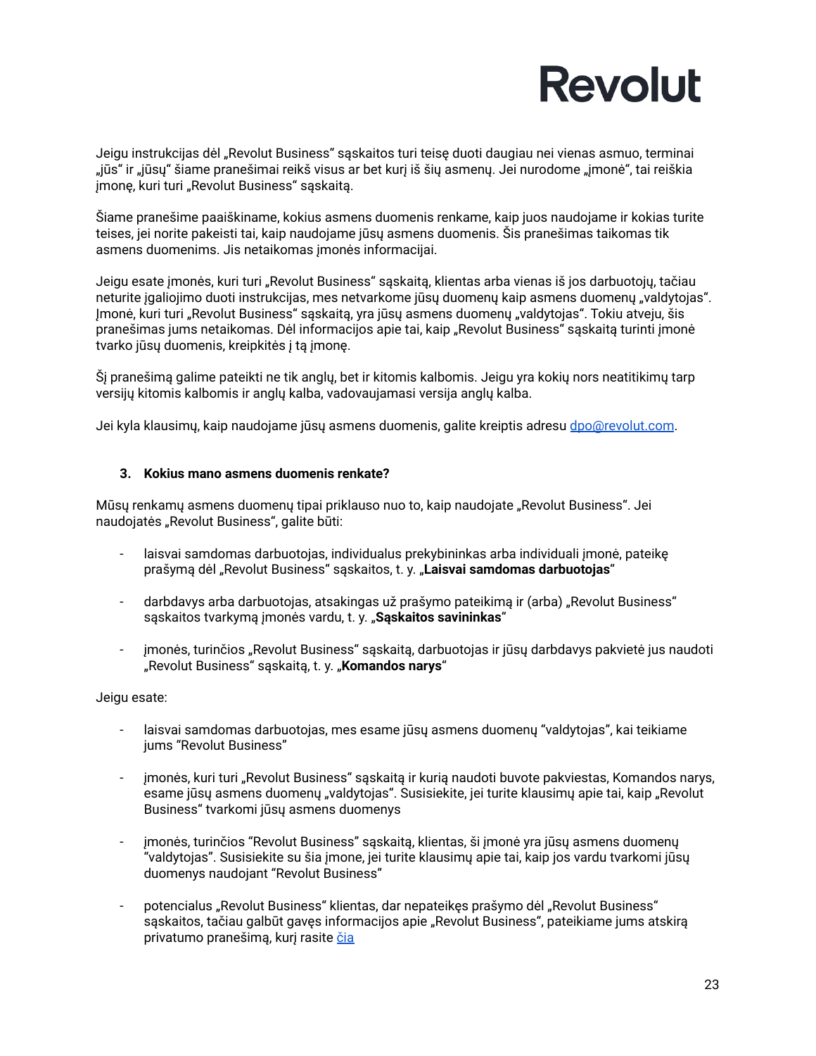Jeigu instrukcijas dėl „Revolut Business“ sąskaitos turi teisę duoti daugiau nei vienas asmuo, terminai „jūs“ ir „jūsų“ šiame pranešimai reikš visus ar bet kurį iš šių asmenų. Jei nurodome „įmonė“, tai reiškia įmonę, kuri turi „Revolut Business“ sąskaitą.

Šiame pranešime paaiškiname, kokius asmens duomenis renkame, kaip juos naudojame ir kokias turite teises, jei norite pakeisti tai, kaip naudojame jūsų asmens duomenis. Šis pranešimas taikomas tik asmens duomenims. Jis netaikomas įmonės informacijai.

Jeigu esate įmonės, kuri turi „Revolut Business“ sąskaitą, klientas arba vienas iš jos darbuotojų, tačiau neturite įgaliojimo duoti instrukcijas, mes netvarkome jūsų duomenų kaip asmens duomenų „valdytojas“. Įmonė, kuri turi „Revolut Business“ sąskaitą, yra jūsų asmens duomenų „valdytojas“. Tokiu atveju, šis pranešimas jums netaikomas. Dėl informacijos apie tai, kaip „Revolut Business“ sąskaitą turinti įmonė tvarko jūsų duomenis, kreipkitės į tą įmonę.

Šį pranešimą galime pateikti ne tik anglų, bet ir kitomis kalbomis. Jeigu yra kokių nors neatitikimų tarp versijų kitomis kalbomis ir anglų kalba, vadovaujamasi versija anglų kalba.

Jei kyla klausimų, kaip naudojame jūsų asmens duomenis, galite kreiptis adresu dpo@revolut.com.

### 3. Kokius mano asmens duomenis renkate?

Mūsų renkamų asmens duomenų tipai priklauso nuo to, kaip naudojate „Revolut Business“. Jei naudojatės „Revolut Business“, galite būti:

- laisvai samdomas darbuotojas, individualus prekybininkas arba individuali įmonė, pateikę prašymą dėl „Revolut Business“ sąskaitos, t. y. „**Laisvai samdomas darbuotojas**“
- darbdavys arba darbuotojas, atsakingas už prašymo pateikimą ir (arba) „Revolut Business“ sąskaitos tvarkymą įmonės vardu, t. y. „**Sąskaitos savininkas**“
- įmonės, turinčios „Revolut Business“ sąskaitą, darbuotojas ir jūsų darbdavys pakvietė jus naudoti „Revolut Business“ sąskaitą, t. y. „**Komandos narys**“

Jeigu esate:

- laisvai samdomas darbuotojas, mes esame jūsų asmens duomenų “valdytojas”, kai teikiame jums “Revolut Business”
- įmonės, kuri turi „Revolut Business“ sąskaitą ir kurią naudoti buvote pakviestas, Komandos narys, esame jūsų asmens duomenų „valdytojas“. Susisiekite, jei turite klausimų apie tai, kaip „Revolut Business“ tvarkomi jūsų asmens duomenys
- įmonės, turinčios “Revolut Business” sąskaitą, klientas, ši įmonė yra jūsų asmens duomenų “valdytojas”. Susisiekite su šia įmone, jei turite klausimų apie tai, kaip jos vardu tvarkomi jūsų duomenys naudojant “Revolut Business”
- potencialus „Revolut Business“ klientas, dar nepateikęs prašymo dėl „Revolut Business“ sąskaitos, tačiau galbūt gavęs informacijos apie „Revolut Business“, pateikiame jums atskirą privatumo pranešimą, kurį rasite čia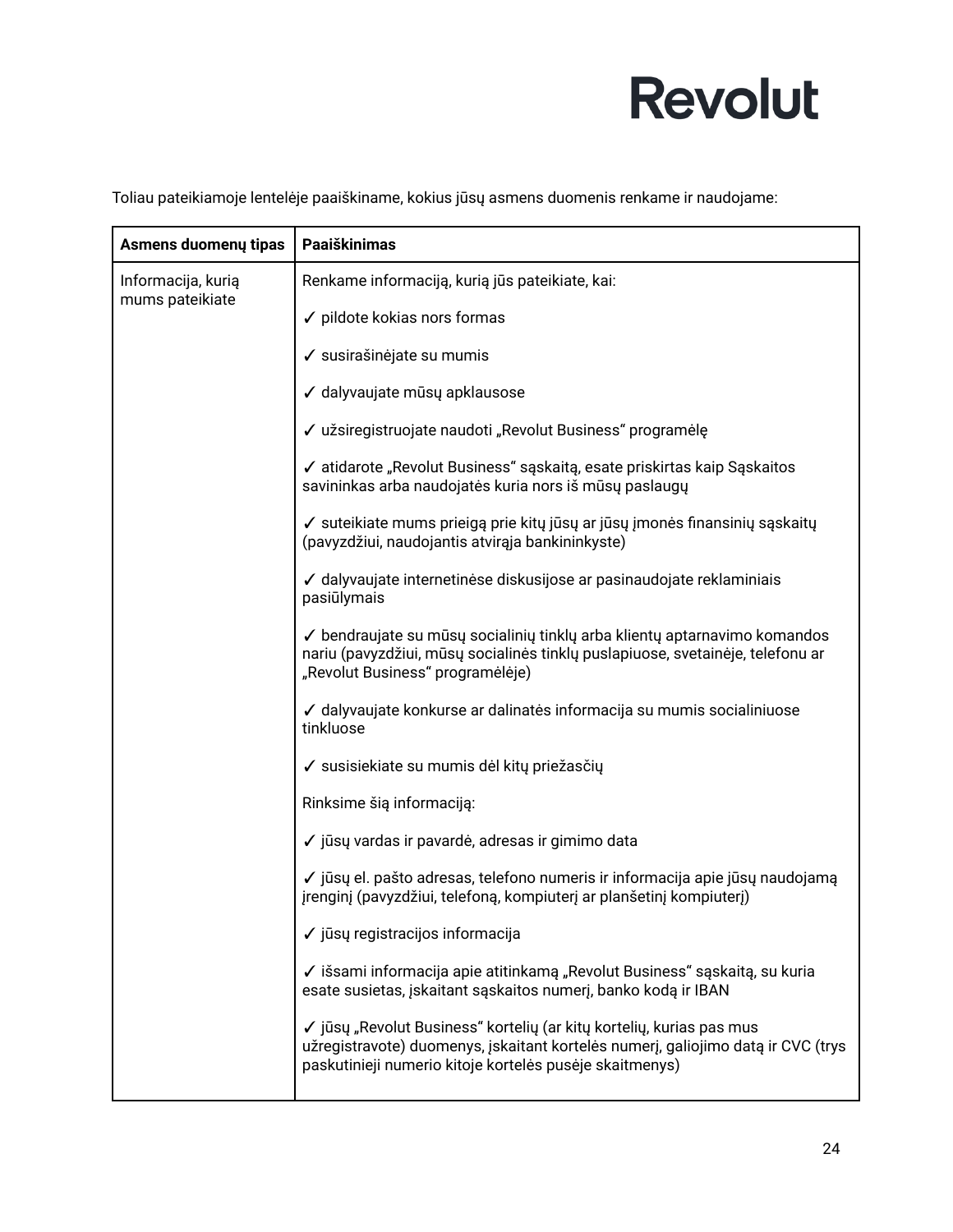Toliau pateikiamoje lentelėje paaiškiname, kokius jūsų asmens duomenis renkame ir naudojame:

| Asmens duomenų tipas | Paaiškinimas |
|---|---|
| Informacija, kurią mums pateikiate | Renkame informaciją, kurią jūs pateikiate, kai:<br><br>✓ pildote kokias nors formas<br><br>✓ susirašinėjate su mumis<br><br>✓ dalyvaujate mūsų apklausose<br><br>✓ užsiregistruojate naudoti „Revolut Business" programėlę<br><br>✓ atidarote „Revolut Business" sąskaitą, esate priskirtas kaip Sąskaitos savininkas arba naudojatės kuria nors iš mūsų paslaugų<br><br>✓ suteikiate mums prieigą prie kitų jūsų ar jūsų įmonės finansinių sąskaitų (pavyzdžiui, naudojantis atvirąja bankininkyste)<br><br>✓ dalyvaujate internetinėse diskusijose ar pasinaudojate reklaminiais pasiūlymais<br><br>✓ bendraujate su mūsų socialinių tinklų arba klientų aptarnavimo komandos nariu (pavyzdžiui, mūsų socialinės tinklų puslapiuose, svetainėje, telefonu ar „Revolut Business" programėlėje)<br><br>✓ dalyvaujate konkurse ar dalinatės informacija su mumis socialiniuose tinkluose<br><br>✓ susisiekiate su mumis dėl kitų priežasčių<br><br>Rinksime šią informaciją:<br><br>✓ jūsų vardas ir pavardė, adresas ir gimimo data<br><br>✓ jūsų el. pašto adresas, telefono numeris ir informacija apie jūsų naudojamą įrenginį (pavyzdžiui, telefoną, kompiuterį ar planšetinį kompiuterį)<br><br>✓ jūsų registracijos informacija<br><br>✓ išsami informacija apie atitinkamą „Revolut Business" sąskaitą, su kuria esate susietas, įskaitant sąskaitos numerį, banko kodą ir IBAN<br><br>✓ jūsų „Revolut Business" kortelių (ar kitų kortelių, kurias pas mus užregistravote) duomenys, įskaitant kortelės numerį, galiojimo datą ir CVC (trys paskutinieji numerio kitoje kortelės pusėje skaitmenys) |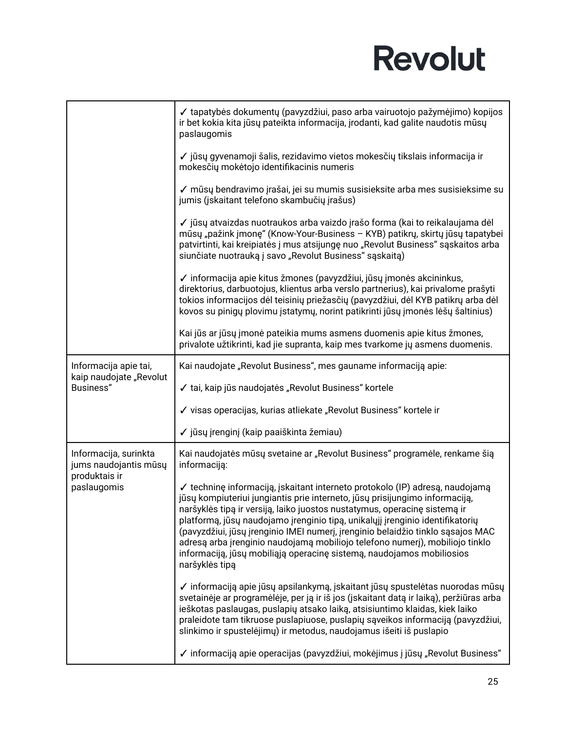| | |
|---|---|
| | ✓ tapatybės dokumentų (pavyzdžiui, paso arba vairuotojo pažymėjimo) kopijos ir bet kokia kita jūsų pateikta informacija, įrodanti, kad galite naudotis mūsų paslaugomis<br><br>✓ jūsų gyvenamoji šalis, rezidavimo vietos mokesčių tikslais informacija ir mokesčių mokėtojo identifikacinis numeris<br><br>✓ mūsų bendravimo įrašai, jei su mumis susisieksite arba mes susisieksime su jumis (įskaitant telefono skambučių įrašus)<br><br>✓ jūsų atvaizdas nuotraukos arba vaizdo įrašo forma (kai to reikalaujama dėl mūsų „pažink įmonę" (Know-Your-Business – KYB) patikrų, skirtų jūsų tapatybei patvirtinti, kai kreipiatės į mus atsijungę nuo „Revolut Business" sąskaitos arba siunčiate nuotrauką į savo „Revolut Business" sąskaitą)<br><br>✓ informacija apie kitus žmones (pavyzdžiui, jūsų įmonės akcininkus, direktorius, darbuotojus, klientus arba verslo partnerius), kai privalome prašyti tokios informacijos dėl teisinių priežasčių (pavyzdžiui, dėl KYB patikrų arba dėl kovos su pinigų plovimu įstatymų, norint patikrinti jūsų įmonės lėšų šaltinius)<br><br>Kai jūs ar jūsų įmonė pateikia mums asmens duomenis apie kitus žmones, privalote užtikrinti, kad jie supranta, kaip mes tvarkome jų asmens duomenis. |
| Informacija apie tai, kaip naudojate „Revolut Business" | Kai naudojate „Revolut Business", mes gauname informaciją apie:<br><br>✓ tai, kaip jūs naudojatės „Revolut Business" kortele<br><br>✓ visas operacijas, kurias atliekate „Revolut Business" kortele ir<br><br>✓ jūsų įrenginį (kaip paaiškinta žemiau) |
| Informacija, surinkta jums naudojantis mūsų produktais ir paslaugomis | Kai naudojatės mūsų svetaine ar „Revolut Business" programėle, renkame šią informaciją:<br><br>✓ techninę informaciją, įskaitant interneto protokolo (IP) adresą, naudojamą jūsų kompiuteriui jungiantis prie interneto, jūsų prisijungimo informaciją, naršyklės tipą ir versiją, laiko juostos nustatymus, operacinę sistemą ir platformą, jūsų naudojamo įrenginio tipą, unikalųjį įrenginio identifikatorių (pavyzdžiui, jūsų įrenginio IMEI numerį, įrenginio belaidžio tinklo sąsajos MAC adresą arba įrenginio naudojamą mobiliojo telefono numerį), mobiliojo tinklo informaciją, jūsų mobiliąją operacinę sistemą, naudojamos mobiliosios naršyklės tipą<br><br>✓ informaciją apie jūsų apsilankymą, įskaitant jūsų spustelėtas nuorodas mūsų svetainėje ar programėlėje, per ją ir iš jos (įskaitant datą ir laiką), peržiūras arba ieškotas paslaugas, puslapių atsako laiką, atsisiuntimo klaidas, kiek laiko praleidote tam tikruose puslapiuose, puslapių sąveikos informaciją (pavyzdžiui, slinkimo ir spustelėjimų) ir metodus, naudojamus išeiti iš puslapio<br><br>✓ informaciją apie operacijas (pavyzdžiui, mokėjimus į jūsų „Revolut Business" |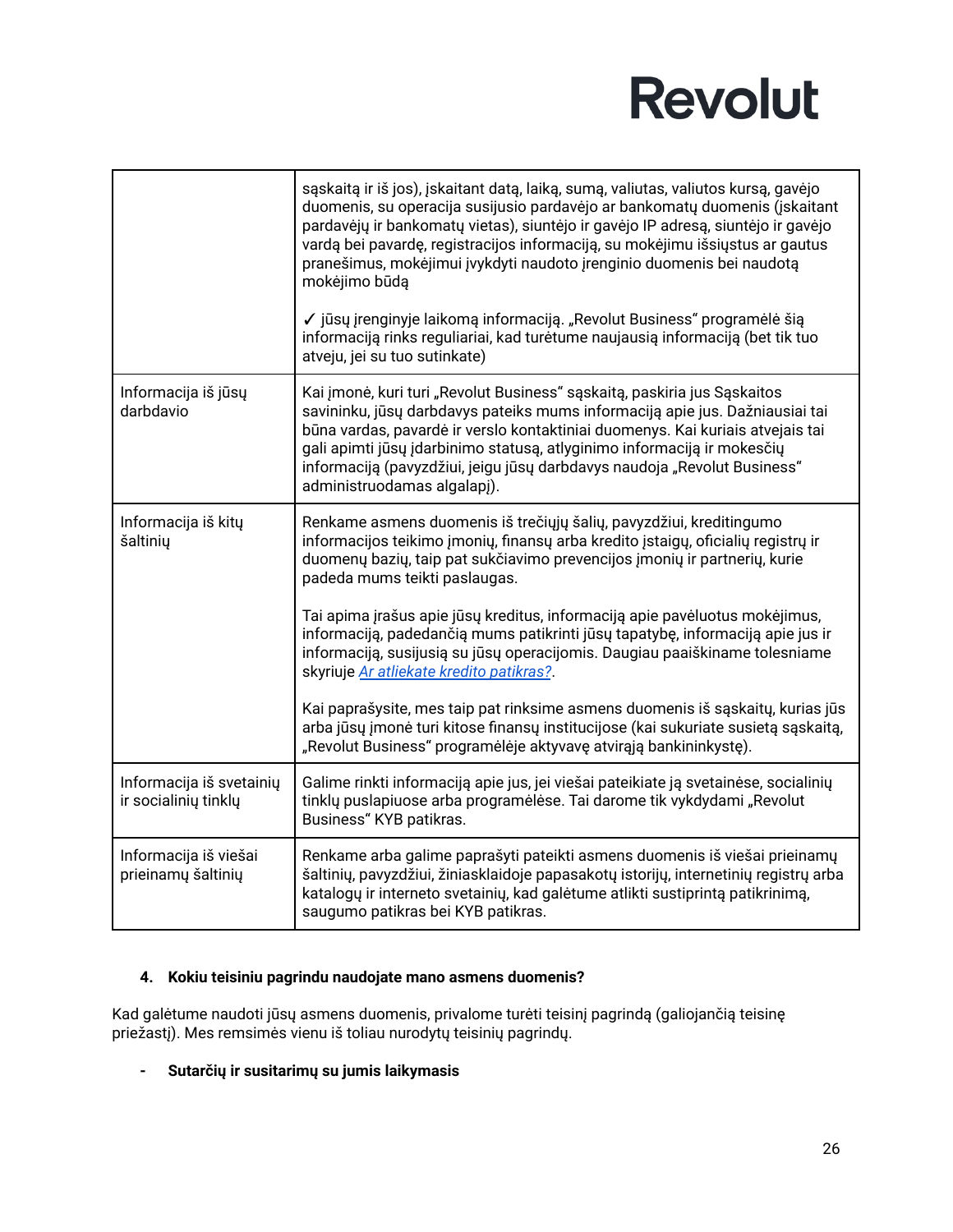| | |
|---|---|
| | sąskaitą ir iš jos), įskaitant datą, laiką, sumą, valiutas, valiutos kursą, gavėjo duomenis, su operacija susijusio pardavėjo ar bankomatų duomenis (įskaitant pardavėjų ir bankomatų vietas), siuntėjo ir gavėjo IP adresą, siuntėjo ir gavėjo vardą bei pavardę, registracijos informaciją, su mokėjimu išsiųstus ar gautus pranešimus, mokėjimui įvykdyti naudoto įrenginio duomenis bei naudotą mokėjimo būdą<br><br>✓ jūsų įrenginyje laikomą informaciją. „Revolut Business" programėlė šią informaciją rinks reguliariai, kad turėtume naujausią informaciją (bet tik tuo atveju, jei su tuo sutinkate) |
| Informacija iš jūsų darbdavio | Kai įmonė, kuri turi „Revolut Business" sąskaitą, paskiria jus Sąskaitos savininku, jūsų darbdavys pateiks mums informaciją apie jus. Dažniausiai tai būna vardas, pavardė ir verslo kontaktiniai duomenys. Kai kuriais atvejais tai gali apimti jūsų įdarbinimo statusą, atlyginimo informaciją ir mokesčių informaciją (pavyzdžiui, jeigu jūsų darbdavys naudoja „Revolut Business" administruodamas algalapį). |
| Informacija iš kitų šaltinių | Renkame asmens duomenis iš trečiųjų šalių, pavyzdžiui, kreditingumo informacijos teikimo įmonių, finansų arba kredito įstaigų, oficialių registrų ir duomenų bazių, taip pat sukčiavimo prevencijos įmonių ir partnerių, kurie padeda mums teikti paslaugas.<br><br>Tai apima įrašus apie jūsų kreditus, informaciją apie pavėluotus mokėjimus, informaciją, padedančią mums patikrinti jūsų tapatybę, informaciją apie jus ir informaciją, susijusią su jūsų operacijomis. Daugiau paaiškiname tolesniame skyriuje *Ar atliekate kredito patikras?*.<br><br>Kai paprašysite, mes taip pat rinksime asmens duomenis iš sąskaitų, kurias jūs arba jūsų įmonė turi kitose finansų institucijose (kai sukuriate susietą sąskaitą, „Revolut Business" programėlėje aktyvavę atvirąją bankininkystę). |
| Informacija iš svetainių ir socialinių tinklų | Galime rinkti informaciją apie jus, jei viešai pateikiate ją svetainėse, socialinių tinklų puslapiuose arba programėlėse. Tai darome tik vykdydami „Revolut Business" KYB patikras. |
| Informacija iš viešai prieinamų šaltinių | Renkame arba galime paprašyti pateikti asmens duomenis iš viešai prieinamų šaltinių, pavyzdžiui, žiniasklaidoje papasakotų istorijų, internetinių registrų arba katalogų ir interneto svetainių, kad galėtume atlikti sustiprintą patikrinimą, saugumo patikras bei KYB patikras. |

**4. Kokiu teisiniu pagrindu naudojate mano asmens duomenis?**

Kad galėtume naudoti jūsų asmens duomenis, privalome turėti teisinį pagrindą (galiojančią teisinę priežastį). Mes remsimės vienu iš toliau nurodytų teisinių pagrindų.

- **Sutarčių ir susitarimų su jumis laikymasis**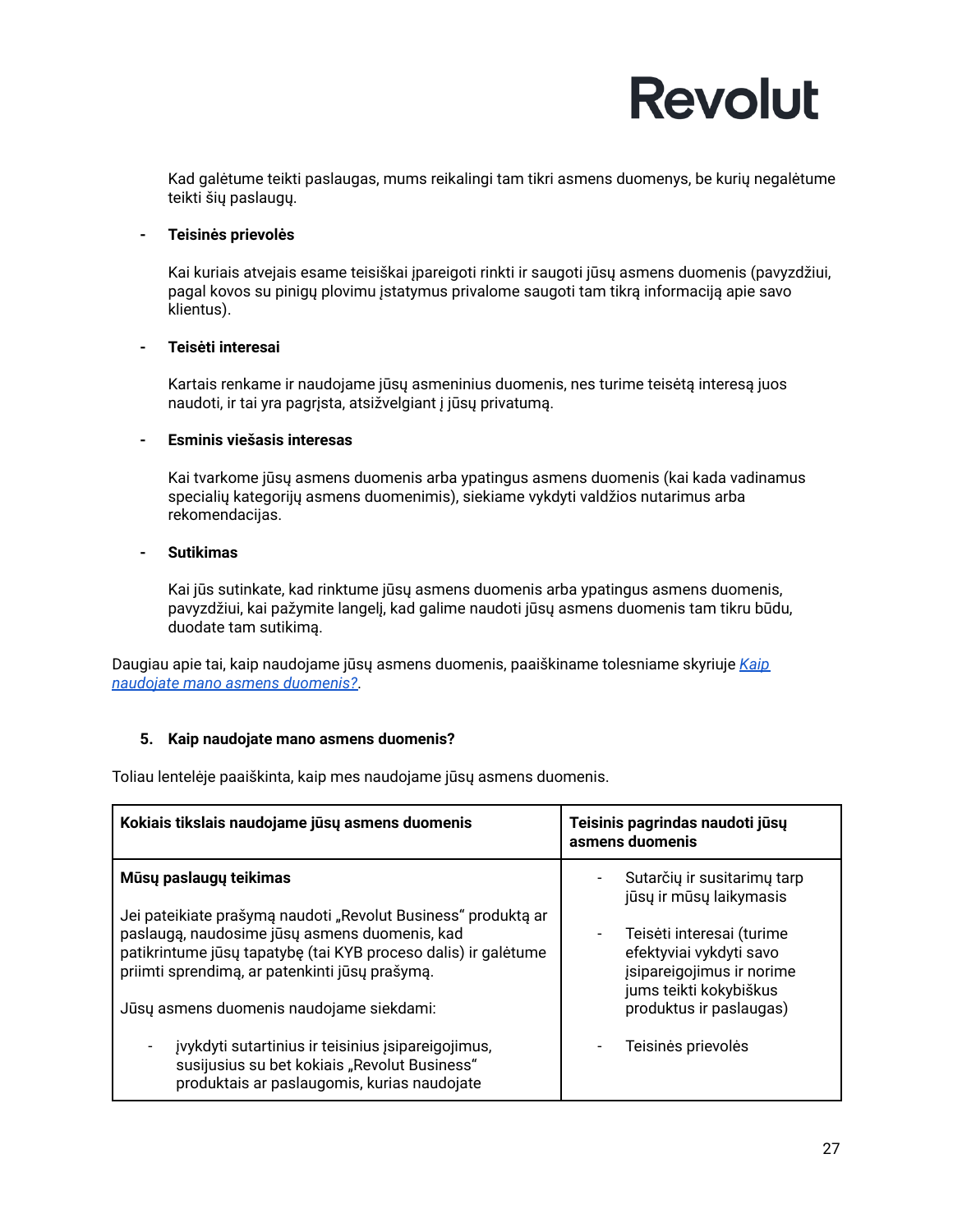Kad galėtume teikti paslaugas, mums reikalingi tam tikri asmens duomenys, be kurių negalėtume teikti šių paslaugų.

- **Teisinės prievolės**

  Kai kuriais atvejais esame teisiškai įpareigoti rinkti ir saugoti jūsų asmens duomenis (pavyzdžiui, pagal kovos su pinigų plovimu įstatymus privalome saugoti tam tikrą informaciją apie savo klientus).

- **Teisėti interesai**

  Kartais renkame ir naudojame jūsų asmeninius duomenis, nes turime teisėtą interesą juos naudoti, ir tai yra pagrįsta, atsižvelgiant į jūsų privatumą.

- **Esminis viešasis interesas**

  Kai tvarkome jūsų asmens duomenis arba ypatingus asmens duomenis (kai kada vadinamus specialių kategorijų asmens duomenimis), siekiame vykdyti valdžios nutarimus arba rekomendacijas.

- **Sutikimas**

  Kai jūs sutinkate, kad rinktume jūsų asmens duomenis arba ypatingus asmens duomenis, pavyzdžiui, kai pažymite langelį, kad galime naudoti jūsų asmens duomenis tam tikru būdu, duodate tam sutikimą.

Daugiau apie tai, kaip naudojame jūsų asmens duomenis, paaiškiname tolesniame skyriuje *Kaip naudojate mano asmens duomenis?*.

## 5. Kaip naudojate mano asmens duomenis?

Toliau lentelėje paaiškinta, kaip mes naudojame jūsų asmens duomenis.

| Kokiais tikslais naudojame jūsų asmens duomenis | Teisinis pagrindas naudoti jūsų asmens duomenis |
|---|---|
| **Mūsų paslaugų teikimas**<br><br>Jei pateikiate prašymą naudoti „Revolut Business" produktą ar paslaugą, naudosime jūsų asmens duomenis, kad patikrintume jūsų tapatybę (tai KYB proceso dalis) ir galėtume priimti sprendimą, ar patenkinti jūsų prašymą.<br><br>Jūsų asmens duomenis naudojame siekdami:<br><br>- įvykdyti sutartinius ir teisinius įsipareigojimus, susijusius su bet kokiais „Revolut Business" produktais ar paslaugomis, kurias naudojate | - Sutarčių ir susitarimų tarp jūsų ir mūsų laikymasis<br><br>- Teisėti interesai (turime efektyviai vykdyti savo įsipareigojimus ir norime jums teikti kokybiškus produktus ir paslaugas)<br><br>- Teisinės prievolės |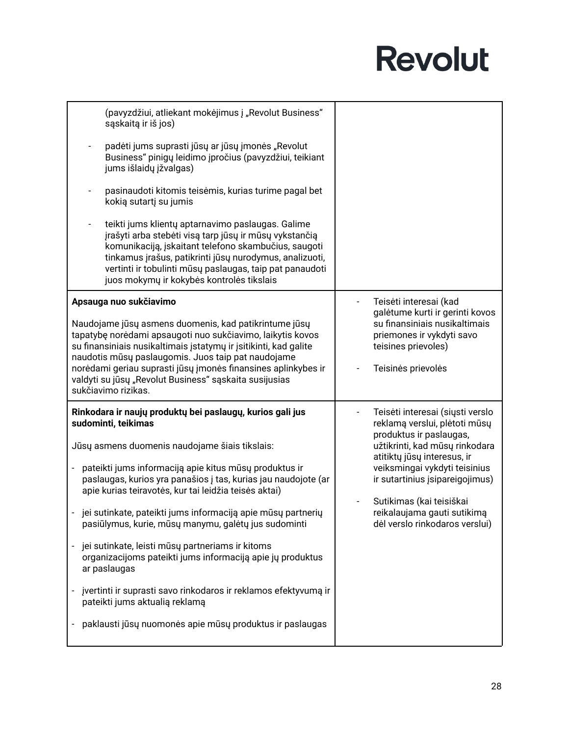| | |
|---|---|
| (pavyzdžiui, atliekant mokėjimus į „Revolut Business“ sąskaitą ir iš jos)<br><br>- padėti jums suprasti jūsų ar jūsų įmonės „Revolut Business“ pinigų leidimo įpročius (pavyzdžiui, teikiant jums išlaidų įžvalgas)<br><br>- pasinaudoti kitomis teisėmis, kurias turime pagal bet kokią sutartį su jumis<br><br>- teikti jums klientų aptarnavimo paslaugas. Galime įrašyti arba stebėti visą tarp jūsų ir mūsų vykstančią komunikaciją, įskaitant telefono skambučius, saugoti tinkamus įrašus, patikrinti jūsų nurodymus, analizuoti, vertinti ir tobulinti mūsų paslaugas, taip pat panaudoti juos mokymų ir kokybės kontrolės tikslais | |
| **Apsauga nuo sukčiavimo**<br><br>Naudojame jūsų asmens duomenis, kad patikrintume jūsų tapatybę norėdami apsaugoti nuo sukčiavimo, laikytis kovos su finansiniais nusikaltimais įstatymų ir įsitikinti, kad galite naudotis mūsų paslaugomis. Juos taip pat naudojame norėdami geriau suprasti jūsų įmonės finansines aplinkybes ir valdyti su jūsų „Revolut Business“ sąskaita susijusias sukčiavimo rizikas. | - Teisėti interesai (kad galėtume kurti ir gerinti kovos su finansiniais nusikaltimais priemones ir vykdyti savo teisines prievoles)<br><br>- Teisinės prievolės |
| **Rinkodara ir naujų produktų bei paslaugų, kurios gali jus sudominti, teikimas**<br><br>Jūsų asmens duomenis naudojame šiais tikslais:<br><br>- pateikti jums informaciją apie kitus mūsų produktus ir paslaugas, kurios yra panašios į tas, kurias jau naudojote (ar apie kurias teiravotės, kur tai leidžia teisės aktai)<br><br>- jei sutinkate, pateikti jums informaciją apie mūsų partnerių pasiūlymus, kurie, mūsų manymu, galėtų jus sudominti<br><br>- jei sutinkate, leisti mūsų partneriams ir kitoms organizacijoms pateikti jums informaciją apie jų produktus ar paslaugas<br><br>- įvertinti ir suprasti savo rinkodaros ir reklamos efektyvumą ir pateikti jums aktualią reklamą<br><br>- paklausti jūsų nuomonės apie mūsų produktus ir paslaugas | - Teisėti interesai (siųsti verslo reklamą verslui, plėtoti mūsų produktus ir paslaugas, užtikrinti, kad mūsų rinkodara atitiktų jūsų interesus, ir veiksmingai vykdyti teisinius ir sutartinius įsipareigojimus)<br><br>- Sutikimas (kai teisiškai reikalaujama gauti sutikimą dėl verslo rinkodaros verslui) |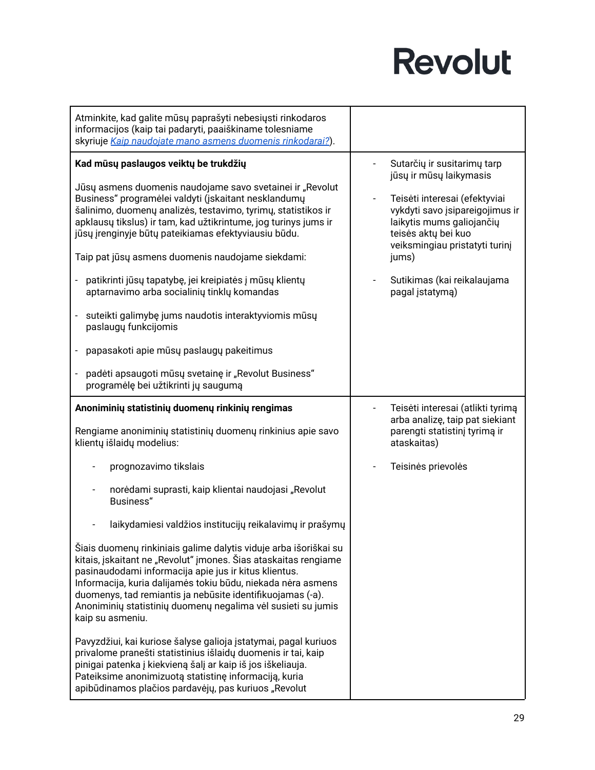| | |
|---|---|
| Atminkite, kad galite mūsų paprašyti nebesiųsti rinkodaros informacijos (kaip tai padaryti, paaiškiname tolesniame skyriuje *[Kaip naudojate mano asmens duomenis rinkodarai?](#)*). | |
| **Kad mūsų paslaugos veiktų be trukdžių**<br><br>Jūsų asmens duomenis naudojame savo svetainei ir „Revolut Business“ programėlei valdyti (įskaitant nesklandumų šalinimo, duomenų analizės, testavimo, tyrimų, statistikos ir apklausų tikslus) ir tam, kad užtikrintume, jog turinys jums ir jūsų įrenginyje būtų pateikiamas efektyviausiu būdu.<br><br>Taip pat jūsų asmens duomenis naudojame siekdami:<br><br>- patikrinti jūsų tapatybę, jei kreipiatės į mūsų klientų aptarnavimo arba socialinių tinklų komandas<br><br>- suteikti galimybę jums naudotis interaktyviomis mūsų paslaugų funkcijomis<br><br>- papasakoti apie mūsų paslaugų pakeitimus<br><br>- padėti apsaugoti mūsų svetainę ir „Revolut Business“ programėlę bei užtikrinti jų saugumą | - Sutarčių ir susitarimų tarp jūsų ir mūsų laikymasis<br><br>- Teisėti interesai (efektyviai vykdyti savo įsipareigojimus ir laikytis mums galiojančių teisės aktų bei kuo veiksmingiau pristatyti turinį jums)<br><br>- Sutikimas (kai reikalaujama pagal įstatymą) |
| **Anoniminių statistinių duomenų rinkinių rengimas**<br><br>Rengiame anoniminių statistinių duomenų rinkinius apie savo klientų išlaidų modelius:<br><br>- prognozavimo tikslais<br><br>- norėdami suprasti, kaip klientai naudojasi „Revolut Business“<br><br>- laikydamiesi valdžios institucijų reikalavimų ir prašymų<br><br>Šiais duomenų rinkiniais galime dalytis viduje arba išoriškai su kitais, įskaitant ne „Revolut“ įmones. Šias ataskaitas rengiame pasinaudodami informacija apie jus ir kitus klientus. Informacija, kuria dalijamės tokiu būdu, niekada nėra asmens duomenys, tad remiantis ja nebūsite identifikuojamas (-a). Anoniminių statistinių duomenų negalima vėl susieti su jumis kaip su asmeniu.<br><br>Pavyzdžiui, kai kuriose šalyse galioja įstatymai, pagal kuriuos privalome pranešti statistinius išlaidų duomenis ir tai, kaip pinigai patenka į kiekvieną šalį ar kaip iš jos iškeliauja. Pateiksime anonimizuotą statistinę informaciją, kuria apibūdinamos plačios pardavėjų, pas kuriuos „Revolut | - Teisėti interesai (atlikti tyrimą arba analizę, taip pat siekiant parengti statistinį tyrimą ir ataskaitas)<br><br>- Teisinės prievolės |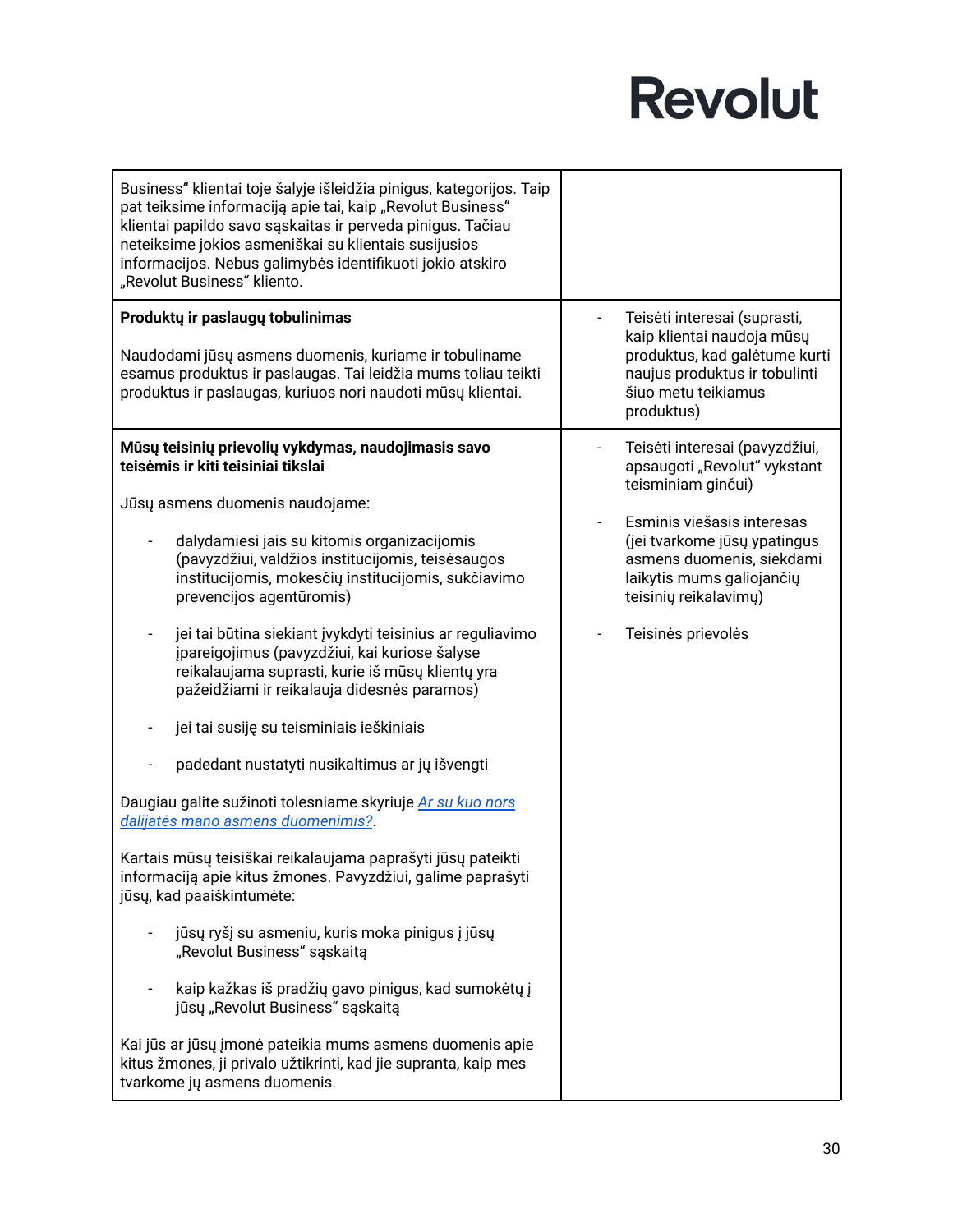| | |
|---|---|
| Business“ klientai toje šalyje išleidžia pinigus, kategorijos. Taip pat teiksime informaciją apie tai, kaip „Revolut Business“ klientai papildo savo sąskaitas ir perveda pinigus. Tačiau neteiksime jokios asmeniškai su klientais susijusios informacijos. Nebus galimybės identifikuoti jokio atskiro „Revolut Business“ kliento. | |
| **Produktų ir paslaugų tobulinimas**<br><br>Naudodami jūsų asmens duomenis, kuriame ir tobuliname esamus produktus ir paslaugas. Tai leidžia mums toliau teikti produktus ir paslaugas, kuriuos nori naudoti mūsų klientai. | - Teisėti interesai (suprasti, kaip klientai naudoja mūsų produktus, kad galėtume kurti naujus produktus ir tobulinti šiuo metu teikiamus produktus) |
| **Mūsų teisinių prievolių vykdymas, naudojimasis savo teisėmis ir kiti teisiniai tikslai**<br><br>Jūsų asmens duomenis naudojame:<br><br>- dalydamiesi jais su kitomis organizacijomis (pavyzdžiui, valdžios institucijomis, teisėsaugos institucijomis, mokesčių institucijomis, sukčiavimo prevencijos agentūromis)<br>- jei tai būtina siekiant įvykdyti teisinius ar reguliavimo įpareigojimus (pavyzdžiui, kai kuriose šalyse reikalaujama suprasti, kurie iš mūsų klientų yra pažeidžiami ir reikalauja didesnės paramos)<br>- jei tai susiję su teisminiais ieškiniais<br>- padedant nustatyti nusikaltimus ar jų išvengti<br><br>Daugiau galite sužinoti tolesniame skyriuje *Ar su kuo nors dalijatės mano asmens duomenimis?*.<br><br>Kartais mūsų teisiškai reikalaujama paprašyti jūsų pateikti informaciją apie kitus žmones. Pavyzdžiui, galime paprašyti jūsų, kad paaiškintumėte:<br><br>- jūsų ryšį su asmeniu, kuris moka pinigus į jūsų „Revolut Business“ sąskaitą<br>- kaip kažkas iš pradžių gavo pinigus, kad sumokėtų į jūsų „Revolut Business“ sąskaitą<br><br>Kai jūs ar jūsų įmonė pateikia mums asmens duomenis apie kitus žmones, ji privalo užtikrinti, kad jie supranta, kaip mes tvarkome jų asmens duomenis. | - Teisėti interesai (pavyzdžiui, apsaugoti „Revolut“ vykstant teisminiam ginčui)<br><br>- Esminis viešasis interesas (jei tvarkome jūsų ypatingus asmens duomenis, siekdami laikytis mums galiojančių teisinių reikalavimų)<br><br>- Teisinės prievolės |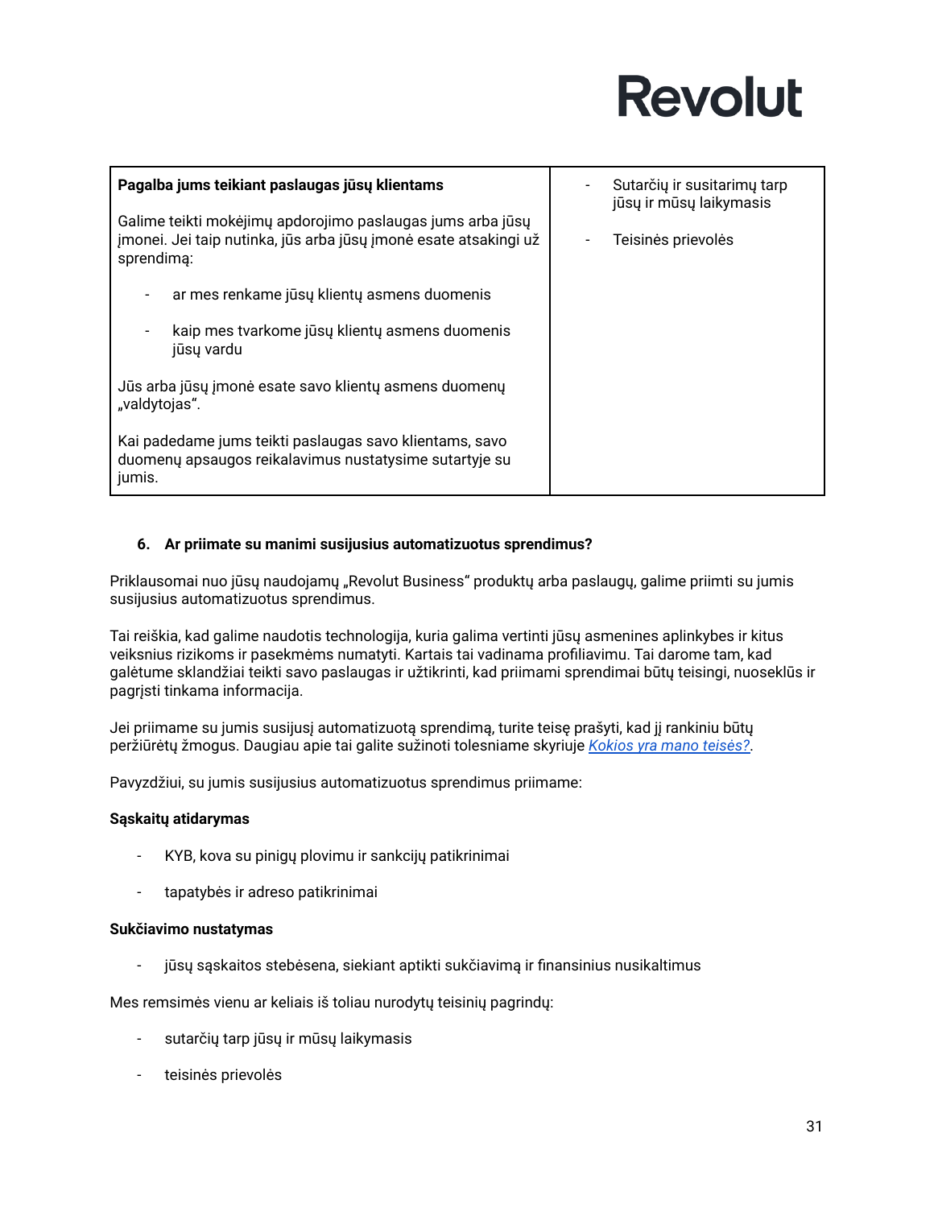| | |
|---|---|
| **Pagalba jums teikiant paslaugas jūsų klientams**<br><br>Galime teikti mokėjimų apdorojimo paslaugas jums arba jūsų įmonei. Jei taip nutinka, jūs arba jūsų įmonė esate atsakingi už sprendimą:<br><br>- ar mes renkame jūsų klientų asmens duomenis<br>- kaip mes tvarkome jūsų klientų asmens duomenis jūsų vardu<br><br>Jūs arba jūsų įmonė esate savo klientų asmens duomenų „valdytojas“.<br><br>Kai padedame jums teikti paslaugas savo klientams, savo duomenų apsaugos reikalavimus nustatysime sutartyje su jumis. | - Sutarčių ir susitarimų tarp jūsų ir mūsų laikymasis<br>- Teisinės prievolės |

### 6. Ar priimate su manimi susijusius automatizuotus sprendimus?

Priklausomai nuo jūsų naudojamų „Revolut Business“ produktų arba paslaugų, galime priimti su jumis susijusius automatizuotus sprendimus.

Tai reiškia, kad galime naudotis technologija, kuria galima vertinti jūsų asmenines aplinkybes ir kitus veiksnius rizikoms ir pasekmėms numatyti. Kartais tai vadinama profiliavimu. Tai darome tam, kad galėtume sklandžiai teikti savo paslaugas ir užtikrinti, kad priimami sprendimai būtų teisingi, nuoseklūs ir pagrįsti tinkama informacija.

Jei priimame su jumis susijusį automatizuotą sprendimą, turite teisę prašyti, kad jį rankiniu būtų peržiūrėtų žmogus. Daugiau apie tai galite sužinoti tolesniame skyriuje *Kokios yra mano teisės?*.

Pavyzdžiui, su jumis susijusius automatizuotus sprendimus priimame:

**Sąskaitų atidarymas**

- KYB, kova su pinigų plovimu ir sankcijų patikrinimai
- tapatybės ir adreso patikrinimai

**Sukčiavimo nustatymas**

- jūsų sąskaitos stebėsena, siekiant aptikti sukčiavimą ir finansinius nusikaltimus

Mes remsimės vienu ar keliais iš toliau nurodytų teisinių pagrindų:

- sutarčių tarp jūsų ir mūsų laikymasis
- teisinės prievolės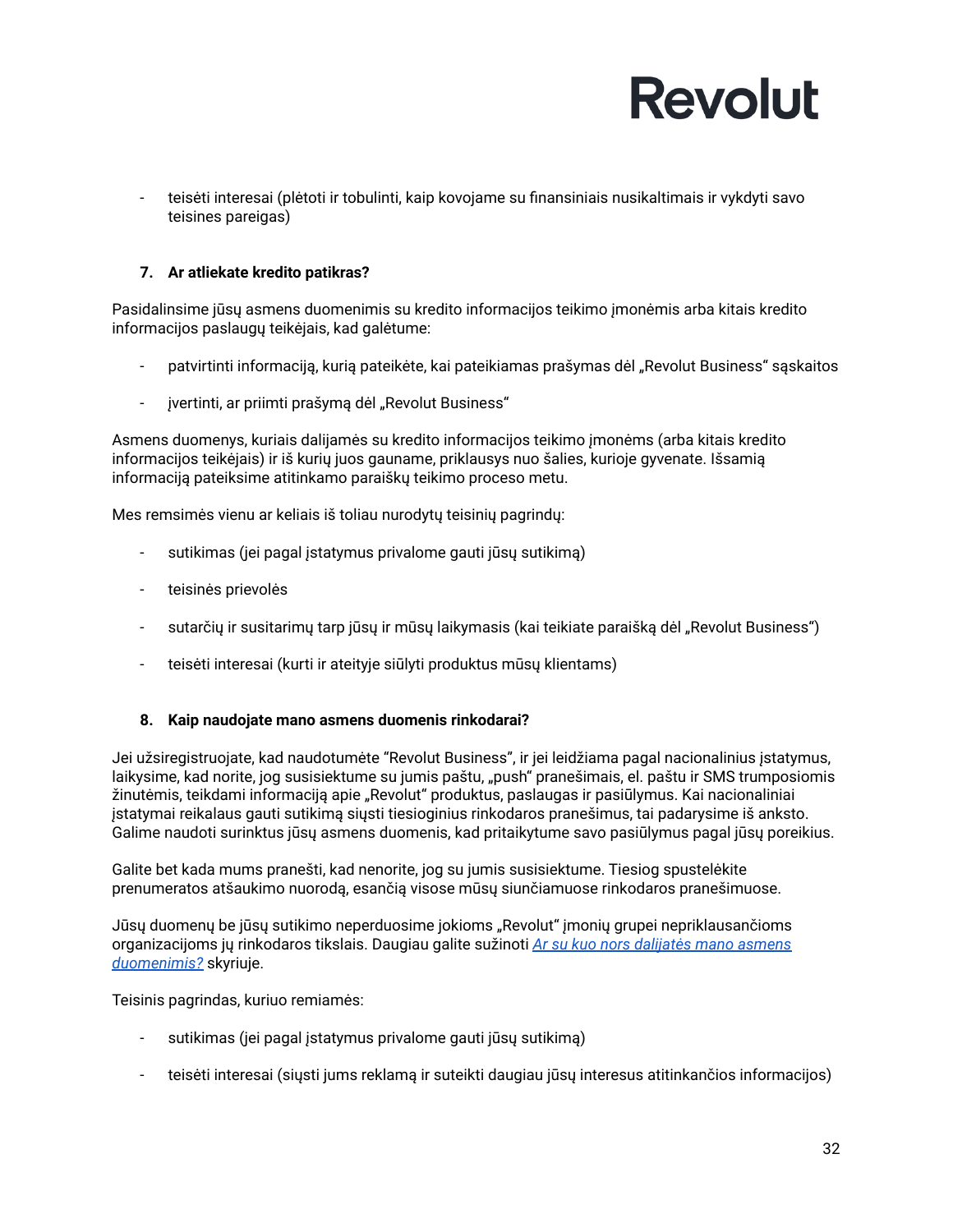- teisėti interesai (plėtoti ir tobulinti, kaip kovojame su finansiniais nusikaltimais ir vykdyti savo teisines pareigas)

### 7. Ar atliekate kredito patikras?

Pasidalinsime jūsų asmens duomenimis su kredito informacijos teikimo įmonėmis arba kitais kredito informacijos paslaugų teikėjais, kad galėtume:

- patvirtinti informaciją, kurią pateikėte, kai pateikiamas prašymas dėl „Revolut Business" sąskaitos
- įvertinti, ar priimti prašymą dėl „Revolut Business"

Asmens duomenys, kuriais dalijamės su kredito informacijos teikimo įmonėms (arba kitais kredito informacijos teikėjais) ir iš kurių juos gauname, priklausys nuo šalies, kurioje gyvenate. Išsamią informaciją pateiksime atitinkamo paraiškų teikimo proceso metu.

Mes remsimės vienu ar keliais iš toliau nurodytų teisinių pagrindų:

- sutikimas (jei pagal įstatymus privalome gauti jūsų sutikimą)
- teisinės prievolės
- sutarčių ir susitarimų tarp jūsų ir mūsų laikymasis (kai teikiate paraišką dėl „Revolut Business")
- teisėti interesai (kurti ir ateityje siūlyti produktus mūsų klientams)

### 8. Kaip naudojate mano asmens duomenis rinkodarai?

Jei užsiregistruojate, kad naudotumėte "Revolut Business", ir jei leidžiama pagal nacionalinius įstatymus, laikysime, kad norite, jog susisiektume su jumis paštu, „push" pranešimais, el. paštu ir SMS trumposiomis žinutėmis, teikdami informaciją apie „Revolut" produktus, paslaugas ir pasiūlymus. Kai nacionaliniai įstatymai reikalaus gauti sutikimą siųsti tiesioginius rinkodaros pranešimus, tai padarysime iš anksto. Galime naudoti surinktus jūsų asmens duomenis, kad pritaikytume savo pasiūlymus pagal jūsų poreikius.

Galite bet kada mums pranešti, kad nenorite, jog su jumis susisiektume. Tiesiog spustelėkite prenumeratos atšaukimo nuorodą, esančią visose mūsų siunčiamuose rinkodaros pranešimuose.

Jūsų duomenų be jūsų sutikimo neperduosime jokioms „Revolut" įmonių grupei nepriklausančioms organizacijoms jų rinkodaros tikslais. Daugiau galite sužinoti *Ar su kuo nors dalijatės mano asmens duomenimis?* skyriuje.

Teisinis pagrindas, kuriuo remiamės:

- sutikimas (jei pagal įstatymus privalome gauti jūsų sutikimą)
- teisėti interesai (siųsti jums reklamą ir suteikti daugiau jūsų interesus atitinkančios informacijos)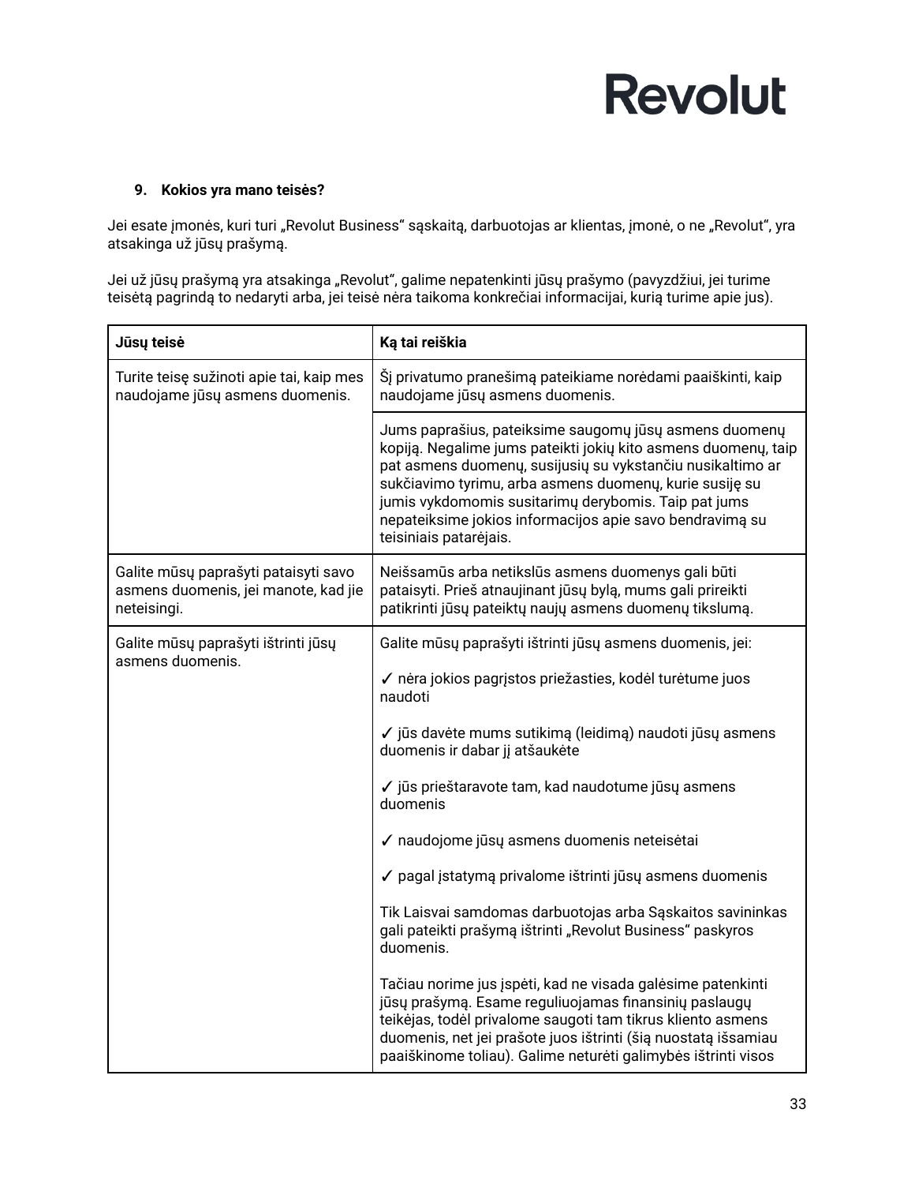### 9. Kokios yra mano teisės?

Jei esate įmonės, kuri turi „Revolut Business“ sąskaitą, darbuotojas ar klientas, įmonė, o ne „Revolut“, yra atsakinga už jūsų prašymą.

Jei už jūsų prašymą yra atsakinga „Revolut“, galime nepatenkinti jūsų prašymo (pavyzdžiui, jei turime teisėtą pagrindą to nedaryti arba, jei teisė nėra taikoma konkrečiai informacijai, kurią turime apie jus).

| Jūsų teisė | Ką tai reiškia |
|---|---|
| Turite teisę sužinoti apie tai, kaip mes naudojame jūsų asmens duomenis. | Šį privatumo pranešimą pateikiame norėdami paaiškinti, kaip naudojame jūsų asmens duomenis. |
| | Jums paprašius, pateiksime saugomų jūsų asmens duomenų kopiją. Negalime jums pateikti jokių kito asmens duomenų, taip pat asmens duomenų, susijusių su vykstančiu nusikaltimo ar sukčiavimo tyrimu, arba asmens duomenų, kurie susiję su jumis vykdomomis susitarimų derybomis. Taip pat jums nepateiksime jokios informacijos apie savo bendravimą su teisiniais patarėjais. |
| Galite mūsų paprašyti pataisyti savo asmens duomenis, jei manote, kad jie neteisingi. | Neišsamūs arba netikslūs asmens duomenys gali būti pataisyti. Prieš atnaujinant jūsų bylą, mums gali prireikti patikrinti jūsų pateiktų naujų asmens duomenų tikslumą. |
| Galite mūsų paprašyti ištrinti jūsų asmens duomenis. | Galite mūsų paprašyti ištrinti jūsų asmens duomenis, jei:<br><br>✓ nėra jokios pagrįstos priežasties, kodėl turėtume juos naudoti<br><br>✓ jūs davėte mums sutikimą (leidimą) naudoti jūsų asmens duomenis ir dabar jį atšaukėte<br><br>✓ jūs prieštaravote tam, kad naudotume jūsų asmens duomenis<br><br>✓ naudojome jūsų asmens duomenis neteisėtai<br><br>✓ pagal įstatymą privalome ištrinti jūsų asmens duomenis<br><br>Tik Laisvai samdomas darbuotojas arba Sąskaitos savininkas gali pateikti prašymą ištrinti „Revolut Business“ paskyros duomenis.<br><br>Tačiau norime jus įspėti, kad ne visada galėsime patenkinti jūsų prašymą. Esame reguliuojamas finansinių paslaugų teikėjas, todėl privalome saugoti tam tikrus kliento asmens duomenis, net jei prašote juos ištrinti (šią nuostatą išsamiau paaiškinome toliau). Galime neturėti galimybės ištrinti visos |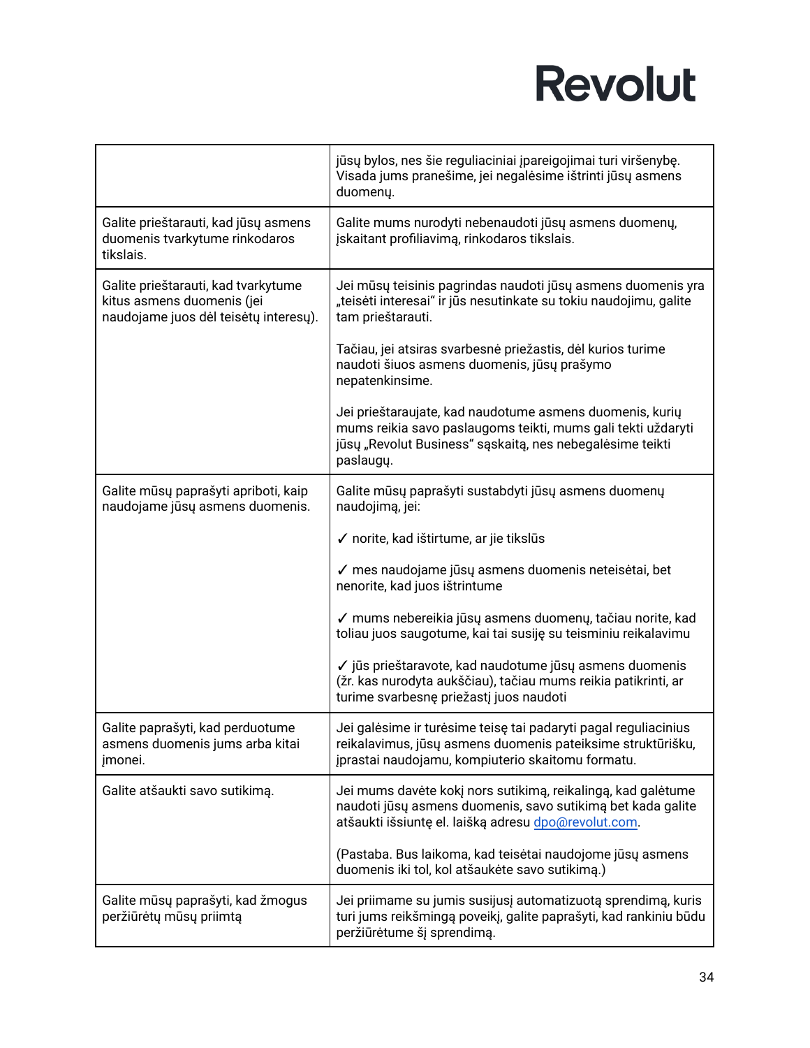| | |
|---|---|
| | jūsų bylos, nes šie reguliaciniai įpareigojimai turi viršenybę. Visada jums pranešime, jei negalėsime ištrinti jūsų asmens duomenų. |
| Galite prieštarauti, kad jūsų asmens duomenis tvarkytume rinkodaros tikslais. | Galite mums nurodyti nebenaudoti jūsų asmens duomenų, įskaitant profiliavimą, rinkodaros tikslais. |
| Galite prieštarauti, kad tvarkytume kitus asmens duomenis (jei naudojame juos dėl teisėtų interesų). | Jei mūsų teisinis pagrindas naudoti jūsų asmens duomenis yra „teisėti interesai" ir jūs nesutinkate su tokiu naudojimu, galite tam prieštarauti.<br><br>Tačiau, jei atsiras svarbesnė priežastis, dėl kurios turime naudoti šiuos asmens duomenis, jūsų prašymo nepatenkinsime.<br><br>Jei prieštaraujate, kad naudotume asmens duomenis, kurių mums reikia savo paslaugoms teikti, mums gali tekti uždaryti jūsų „Revolut Business" sąskaitą, nes nebegalėsime teikti paslaugų. |
| Galite mūsų paprašyti apriboti, kaip naudojame jūsų asmens duomenis. | Galite mūsų paprašyti sustabdyti jūsų asmens duomenų naudojimą, jei:<br><br>✓ norite, kad ištirtume, ar jie tikslūs<br><br>✓ mes naudojame jūsų asmens duomenis neteisėtai, bet nenorite, kad juos ištrintume<br><br>✓ mums nebereikia jūsų asmens duomenų, tačiau norite, kad toliau juos saugotume, kai tai susiję su teisminiu reikalavimu<br><br>✓ jūs prieštaravote, kad naudotume jūsų asmens duomenis (žr. kas nurodyta aukščiau), tačiau mums reikia patikrinti, ar turime svarbesnę priežastį juos naudoti |
| Galite paprašyti, kad perduotume asmens duomenis jums arba kitai įmonei. | Jei galėsime ir turėsime teisę tai padaryti pagal reguliacinius reikalavimus, jūsų asmens duomenis pateiksime struktūrišku, įprastai naudojamu, kompiuterio skaitomu formatu. |
| Galite atšaukti savo sutikimą. | Jei mums davėte kokį nors sutikimą, reikalingą, kad galėtume naudoti jūsų asmens duomenis, savo sutikimą bet kada galite atšaukti išsiuntę el. laišką adresu dpo@revolut.com.<br><br>(Pastaba. Bus laikoma, kad teisėtai naudojome jūsų asmens duomenis iki tol, kol atšaukėte savo sutikimą.) |
| Galite mūsų paprašyti, kad žmogus peržiūrėtų mūsų priimtą | Jei priimame su jumis susijusį automatizuotą sprendimą, kuris turi jums reikšmingą poveikį, galite paprašyti, kad rankiniu būdu peržiūrėtume šį sprendimą. |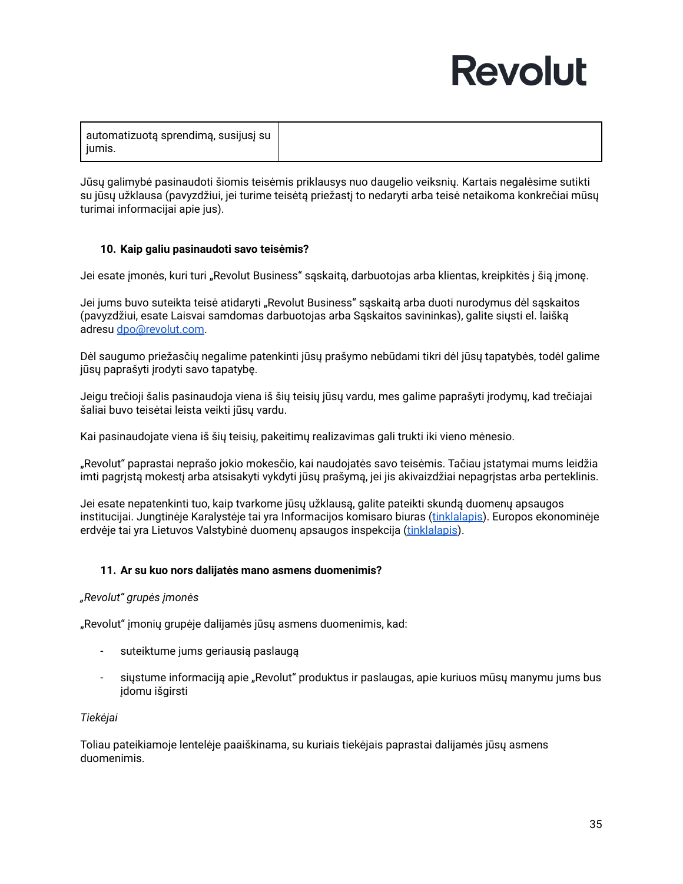| automatizuotą sprendimą, susijusį su jumis. | |
|---|---|

Jūsų galimybė pasinaudoti šiomis teisėmis priklausys nuo daugelio veiksnių. Kartais negalėsime sutikti su jūsų užklausa (pavyzdžiui, jei turime teisėtą priežastį to nedaryti arba teisė netaikoma konkrečiai mūsų turimai informacijai apie jus).

### 10. Kaip galiu pasinaudoti savo teisėmis?

Jei esate įmonės, kuri turi „Revolut Business“ sąskaitą, darbuotojas arba klientas, kreipkitės į šią įmonę.

Jei jums buvo suteikta teisė atidaryti „Revolut Business“ sąskaitą arba duoti nurodymus dėl sąskaitos (pavyzdžiui, esate Laisvai samdomas darbuotojas arba Sąskaitos savininkas), galite siųsti el. laišką adresu [dpo@revolut.com](mailto:dpo@revolut.com).

Dėl saugumo priežasčių negalime patenkinti jūsų prašymo nebūdami tikri dėl jūsų tapatybės, todėl galime jūsų paprašyti įrodyti savo tapatybę.

Jeigu trečioji šalis pasinaudoja viena iš šių teisių jūsų vardu, mes galime paprašyti įrodymų, kad trečiajai šaliai buvo teisėtai leista veikti jūsų vardu.

Kai pasinaudojate viena iš šių teisių, pakeitimų realizavimas gali trukti iki vieno mėnesio.

„Revolut“ paprastai neprašo jokio mokesčio, kai naudojatės savo teisėmis. Tačiau įstatymai mums leidžia imti pagrįstą mokestį arba atsisakyti vykdyti jūsų prašymą, jei jis akivaizdžiai nepagrįstas arba perteklinis.

Jei esate nepatenkinti tuo, kaip tvarkome jūsų užklausą, galite pateikti skundą duomenų apsaugos institucijai. Jungtinėje Karalystėje tai yra Informacijos komisaro biuras (tinklalapis). Europos ekonominėje erdvėje tai yra Lietuvos Valstybinė duomenų apsaugos inspekcija (tinklalapis).

### 11. Ar su kuo nors dalijatės mano asmens duomenimis?

*„Revolut“ grupės įmonės*

„Revolut“ įmonių grupėje dalijamės jūsų asmens duomenimis, kad:

- suteiktume jums geriausią paslaugą
- siųstume informaciją apie „Revolut“ produktus ir paslaugas, apie kuriuos mūsų manymu jums bus įdomu išgirsti

*Tiekėjai*

Toliau pateikiamoje lentelėje paaiškinama, su kuriais tiekėjais paprastai dalijamės jūsų asmens duomenimis.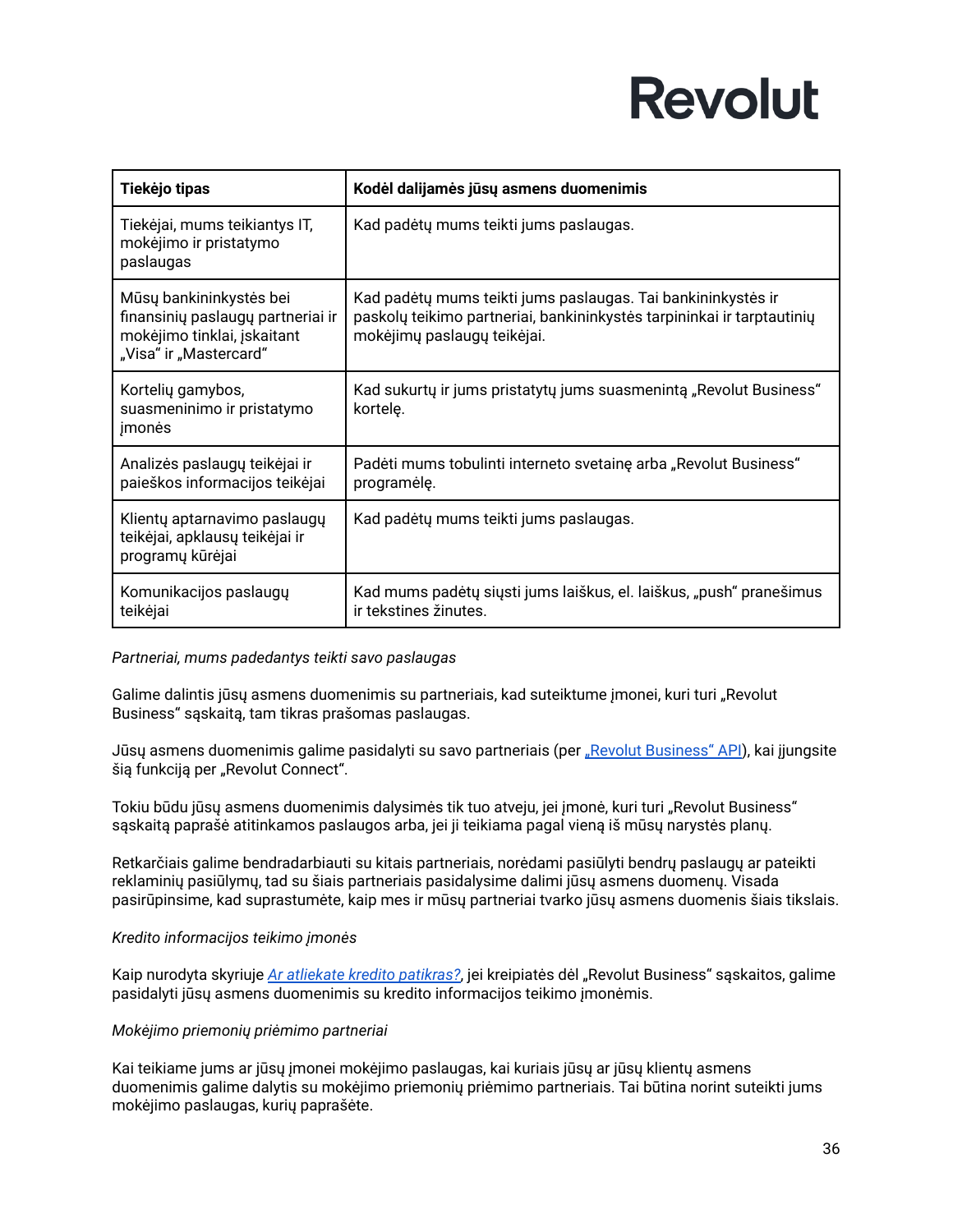| Tiekėjo tipas | Kodėl dalijamės jūsų asmens duomenimis |
|---|---|
| Tiekėjai, mums teikiantys IT, mokėjimo ir pristatymo paslaugas | Kad padėtų mums teikti jums paslaugas. |
| Mūsų bankininkystės bei finansinių paslaugų partneriai ir mokėjimo tinklai, įskaitant „Visa“ ir „Mastercard“ | Kad padėtų mums teikti jums paslaugas. Tai bankininkystės ir paskolų teikimo partneriai, bankininkystės tarpininkai ir tarptautinių mokėjimų paslaugų teikėjai. |
| Kortelių gamybos, suasmeninimo ir pristatymo įmonės | Kad sukurtų ir jums pristatytų jums suasmenintą „Revolut Business“ kortelę. |
| Analizės paslaugų teikėjai ir paieškos informacijos teikėjai | Padėti mums tobulinti interneto svetainę arba „Revolut Business“ programėlę. |
| Klientų aptarnavimo paslaugų teikėjai, apklausų teikėjai ir programų kūrėjai | Kad padėtų mums teikti jums paslaugas. |
| Komunikacijos paslaugų teikėjai | Kad mums padėtų siųsti jums laiškus, el. laiškus, „push“ pranešimus ir tekstines žinutes. |

*Partneriai, mums padedantys teikti savo paslaugas*

Galime dalintis jūsų asmens duomenimis su partneriais, kad suteiktume įmonei, kuri turi „Revolut Business“ sąskaitą, tam tikras prašomas paslaugas.

Jūsų asmens duomenimis galime pasidalyti su savo partneriais (per [„Revolut Business“ API](#)), kai įjungsite šią funkciją per „Revolut Connect“.

Tokiu būdu jūsų asmens duomenimis dalysimės tik tuo atveju, jei įmonė, kuri turi „Revolut Business“ sąskaitą paprašė atitinkamos paslaugos arba, jei ji teikiama pagal vieną iš mūsų narystės planų.

Retkarčiais galime bendradarbiauti su kitais partneriais, norėdami pasiūlyti bendrų paslaugų ar pateikti reklaminių pasiūlymų, tad su šiais partneriais pasidalysime dalimi jūsų asmens duomenų. Visada pasirūpinsime, kad suprastumėte, kaip mes ir mūsų partneriai tvarko jūsų asmens duomenis šiais tikslais.

*Kredito informacijos teikimo įmonės*

Kaip nurodyta skyriuje [*Ar atliekate kredito patikras?*](#), jei kreipiatės dėl „Revolut Business“ sąskaitos, galime pasidalyti jūsų asmens duomenimis su kredito informacijos teikimo įmonėmis.

*Mokėjimo priemonių priėmimo partneriai*

Kai teikiame jums ar jūsų įmonei mokėjimo paslaugas, kai kuriais jūsų ar jūsų klientų asmens duomenimis galime dalytis su mokėjimo priemonių priėmimo partneriais. Tai būtina norint suteikti jums mokėjimo paslaugas, kurių paprašėte.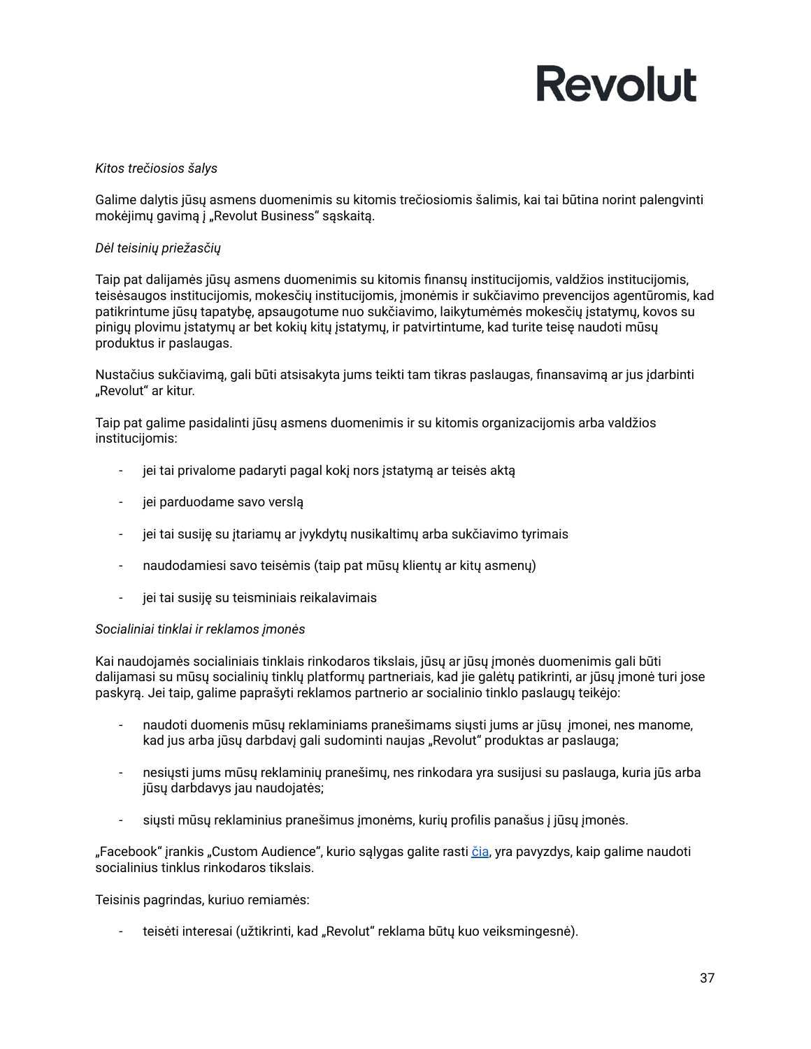*Kitos trečiosios šalys*

Galime dalytis jūsų asmens duomenimis su kitomis trečiosiomis šalimis, kai tai būtina norint palengvinti mokėjimų gavimą į „Revolut Business" sąskaitą.

*Dėl teisinių priežasčių*

Taip pat dalijamės jūsų asmens duomenimis su kitomis finansų institucijomis, valdžios institucijomis, teisėsaugos institucijomis, mokesčių institucijomis, įmonėmis ir sukčiavimo prevencijos agentūromis, kad patikrintume jūsų tapatybę, apsaugotume nuo sukčiavimo, laikytumėmės mokesčių įstatymų, kovos su pinigų plovimu įstatymų ar bet kokių kitų įstatymų, ir patvirtintume, kad turite teisę naudoti mūsų produktus ir paslaugas.

Nustačius sukčiavimą, gali būti atsisakyta jums teikti tam tikras paslaugas, finansavimą ar jus įdarbinti „Revolut" ar kitur.

Taip pat galime pasidalinti jūsų asmens duomenimis ir su kitomis organizacijomis arba valdžios institucijomis:

- jei tai privalome padaryti pagal kokį nors įstatymą ar teisės aktą
- jei parduodame savo verslą
- jei tai susiję su įtariamų ar įvykdytų nusikaltimų arba sukčiavimo tyrimais
- naudodamiesi savo teisėmis (taip pat mūsų klientų ar kitų asmenų)
- jei tai susiję su teisminiais reikalavimais

*Socialiniai tinklai ir reklamos įmonės*

Kai naudojamės socialiniais tinklais rinkodaros tikslais, jūsų ar jūsų įmonės duomenimis gali būti dalijamasi su mūsų socialinių tinklų platformų partneriais, kad jie galėtų patikrinti, ar jūsų įmonė turi jose paskyrą. Jei taip, galime paprašyti reklamos partnerio ar socialinio tinklo paslaugų teikėjo:

- naudoti duomenis mūsų reklaminiams pranešimams siųsti jums ar jūsų įmonei, nes manome, kad jus arba jūsų darbdavį gali sudominti naujas „Revolut" produktas ar paslauga;
- nesiųsti jums mūsų reklaminių pranešimų, nes rinkodara yra susijusi su paslauga, kuria jūs arba jūsų darbdavys jau naudojatės;
- siųsti mūsų reklaminius pranešimus įmonėms, kurių profilis panašus į jūsų įmonės.

„Facebook" įrankis „Custom Audience", kurio sąlygas galite rasti čia, yra pavyzdys, kaip galime naudoti socialinius tinklus rinkodaros tikslais.

Teisinis pagrindas, kuriuo remiamės:

- teisėti interesai (užtikrinti, kad „Revolut" reklama būtų kuo veiksmingesnė).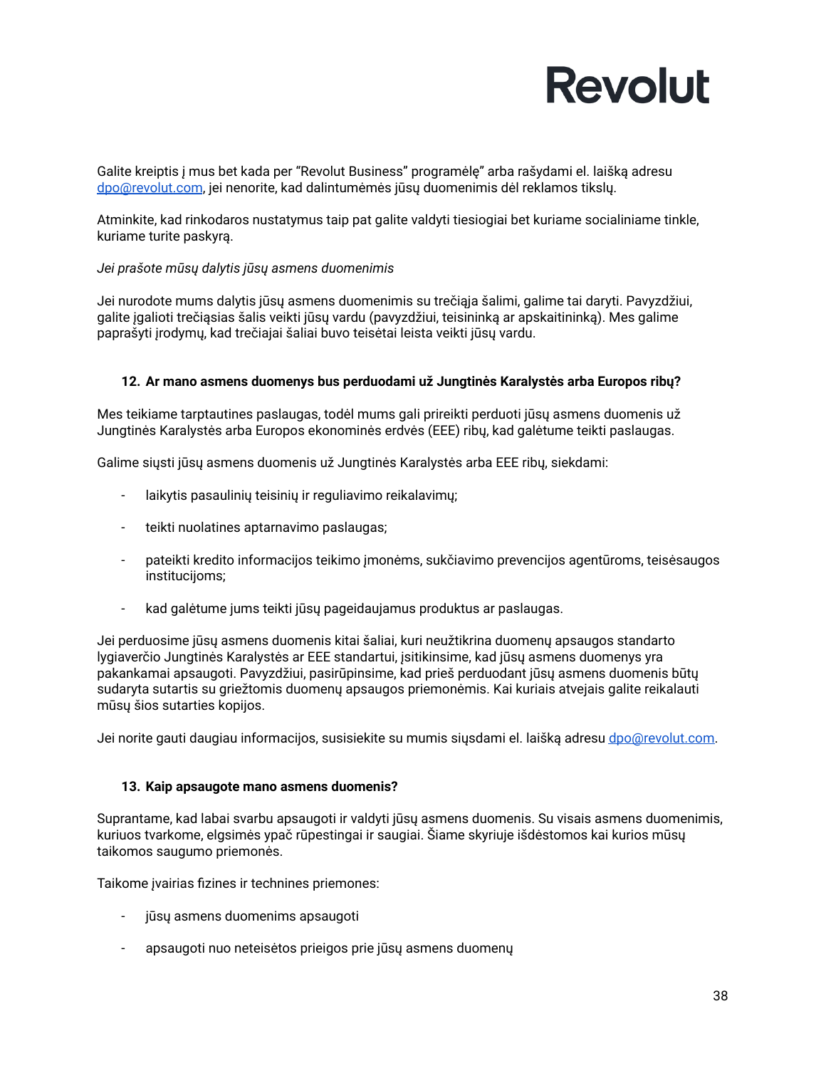Galite kreiptis į mus bet kada per “Revolut Business” programėlę” arba rašydami el. laišką adresu dpo@revolut.com, jei nenorite, kad dalintumėmės jūsų duomenimis dėl reklamos tikslų.

Atminkite, kad rinkodaros nustatymus taip pat galite valdyti tiesiogiai bet kuriame socialiniame tinkle, kuriame turite paskyrą.

*Jei prašote mūsų dalytis jūsų asmens duomenimis*

Jei nurodote mums dalytis jūsų asmens duomenimis su trečiąja šalimi, galime tai daryti. Pavyzdžiui, galite įgalioti trečiąsias šalis veikti jūsų vardu (pavyzdžiui, teisininką ar apskaitininką). Mes galime paprašyti įrodymų, kad trečiajai šaliai buvo teisėtai leista veikti jūsų vardu.

### 12. Ar mano asmens duomenys bus perduodami už Jungtinės Karalystės arba Europos ribų?

Mes teikiame tarptautines paslaugas, todėl mums gali prireikti perduoti jūsų asmens duomenis už Jungtinės Karalystės arba Europos ekonominės erdvės (EEE) ribų, kad galėtume teikti paslaugas.

Galime siųsti jūsų asmens duomenis už Jungtinės Karalystės arba EEE ribų, siekdami:

- laikytis pasaulinių teisinių ir reguliavimo reikalavimų;
- teikti nuolatines aptarnavimo paslaugas;
- pateikti kredito informacijos teikimo įmonėms, sukčiavimo prevencijos agentūroms, teisėsaugos institucijoms;
- kad galėtume jums teikti jūsų pageidaujamus produktus ar paslaugas.

Jei perduosime jūsų asmens duomenis kitai šaliai, kuri neužtikrina duomenų apsaugos standarto lygiaverčio Jungtinės Karalystės ar EEE standartui, įsitikinsime, kad jūsų asmens duomenys yra pakankamai apsaugoti. Pavyzdžiui, pasirūpinsime, kad prieš perduodant jūsų asmens duomenis būtų sudaryta sutartis su griežtomis duomenų apsaugos priemonėmis. Kai kuriais atvejais galite reikalauti mūsų šios sutarties kopijos.

Jei norite gauti daugiau informacijos, susisiekite su mumis siųsdami el. laišką adresu dpo@revolut.com.

### 13. Kaip apsaugote mano asmens duomenis?

Suprantame, kad labai svarbu apsaugoti ir valdyti jūsų asmens duomenis. Su visais asmens duomenimis, kuriuos tvarkome, elgsimės ypač rūpestingai ir saugiai. Šiame skyriuje išdėstomos kai kurios mūsų taikomos saugumo priemonės.

Taikome įvairias fizines ir technines priemones:

- jūsų asmens duomenims apsaugoti
- apsaugoti nuo neteisėtos prieigos prie jūsų asmens duomenų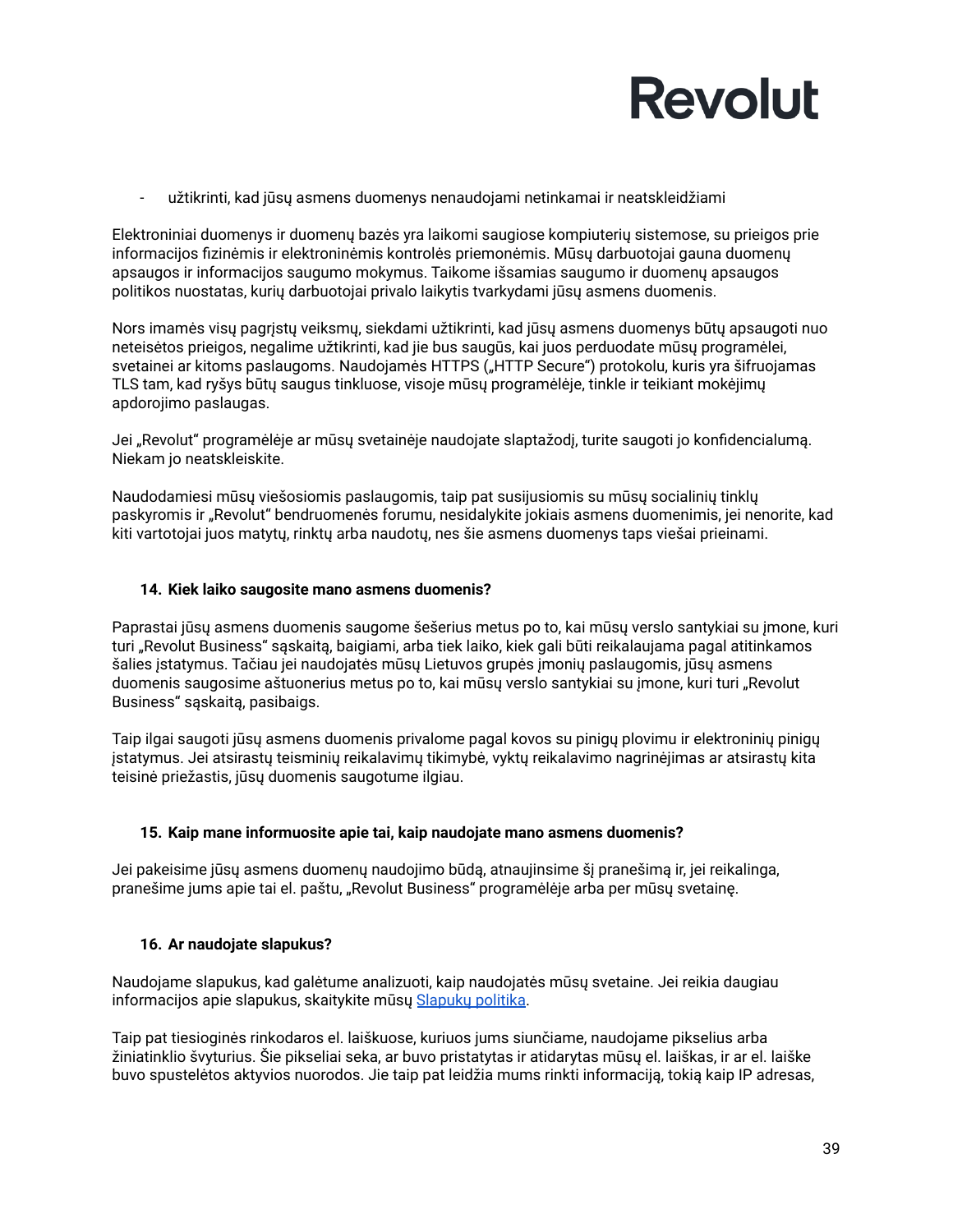- užtikrinti, kad jūsų asmens duomenys nenaudojami netinkamai ir neatskleidžiami

Elektroniniai duomenys ir duomenų bazės yra laikomi saugiose kompiuterių sistemose, su prieigos prie informacijos fizinėmis ir elektroninėmis kontrolės priemonėmis. Mūsų darbuotojai gauna duomenų apsaugos ir informacijos saugumo mokymus. Taikome išsamias saugumo ir duomenų apsaugos politikos nuostatas, kurių darbuotojai privalo laikytis tvarkydami jūsų asmens duomenis.

Nors imamės visų pagrįstų veiksmų, siekdami užtikrinti, kad jūsų asmens duomenys būtų apsaugoti nuo neteisėtos prieigos, negalime užtikrinti, kad jie bus saugūs, kai juos perduodate mūsų programėlei, svetainei ar kitoms paslaugoms. Naudojamės HTTPS („HTTP Secure“) protokolu, kuris yra šifruojamas TLS tam, kad ryšys būtų saugus tinkluose, visoje mūsų programėlėje, tinkle ir teikiant mokėjimų apdorojimo paslaugas.

Jei „Revolut“ programėlėje ar mūsų svetainėje naudojate slaptažodį, turite saugoti jo konfidencialumą. Niekam jo neatskleiskite.

Naudodamiesi mūsų viešosiomis paslaugomis, taip pat susijusiomis su mūsų socialinių tinklų paskyromis ir „Revolut“ bendruomenės forumu, nesidalykite jokiais asmens duomenimis, jei nenorite, kad kiti vartotojai juos matytų, rinktų arba naudotų, nes šie asmens duomenys taps viešai prieinami.

### 14. Kiek laiko saugosite mano asmens duomenis?

Paprastai jūsų asmens duomenis saugome šešerius metus po to, kai mūsų verslo santykiai su įmone, kuri turi „Revolut Business“ sąskaitą, baigiami, arba tiek laiko, kiek gali būti reikalaujama pagal atitinkamos šalies įstatymus. Tačiau jei naudojatės mūsų Lietuvos grupės įmonių paslaugomis, jūsų asmens duomenis saugosime aštuonerius metus po to, kai mūsų verslo santykiai su įmone, kuri turi „Revolut Business“ sąskaitą, pasibaigs.

Taip ilgai saugoti jūsų asmens duomenis privalome pagal kovos su pinigų plovimu ir elektroninių pinigų įstatymus. Jei atsirastų teisminių reikalavimų tikimybė, vyktų reikalavimo nagrinėjimas ar atsirastų kita teisinė priežastis, jūsų duomenis saugotume ilgiau.

### 15. Kaip mane informuosite apie tai, kaip naudojate mano asmens duomenis?

Jei pakeisime jūsų asmens duomenų naudojimo būdą, atnaujinsime šį pranešimą ir, jei reikalinga, pranešime jums apie tai el. paštu, „Revolut Business“ programėlėje arba per mūsų svetainę.

### 16. Ar naudojate slapukus?

Naudojame slapukus, kad galėtume analizuoti, kaip naudojatės mūsų svetaine. Jei reikia daugiau informacijos apie slapukus, skaitykite mūsų Slapukų politika.

Taip pat tiesioginės rinkodaros el. laiškuose, kuriuos jums siunčiame, naudojame pikselius arba žiniatinklio švyturius. Šie pikseliai seka, ar buvo pristatytas ir atidarytas mūsų el. laiškas, ir ar el. laiške buvo spustelėtos aktyvios nuorodos. Jie taip pat leidžia mums rinkti informaciją, tokią kaip IP adresas,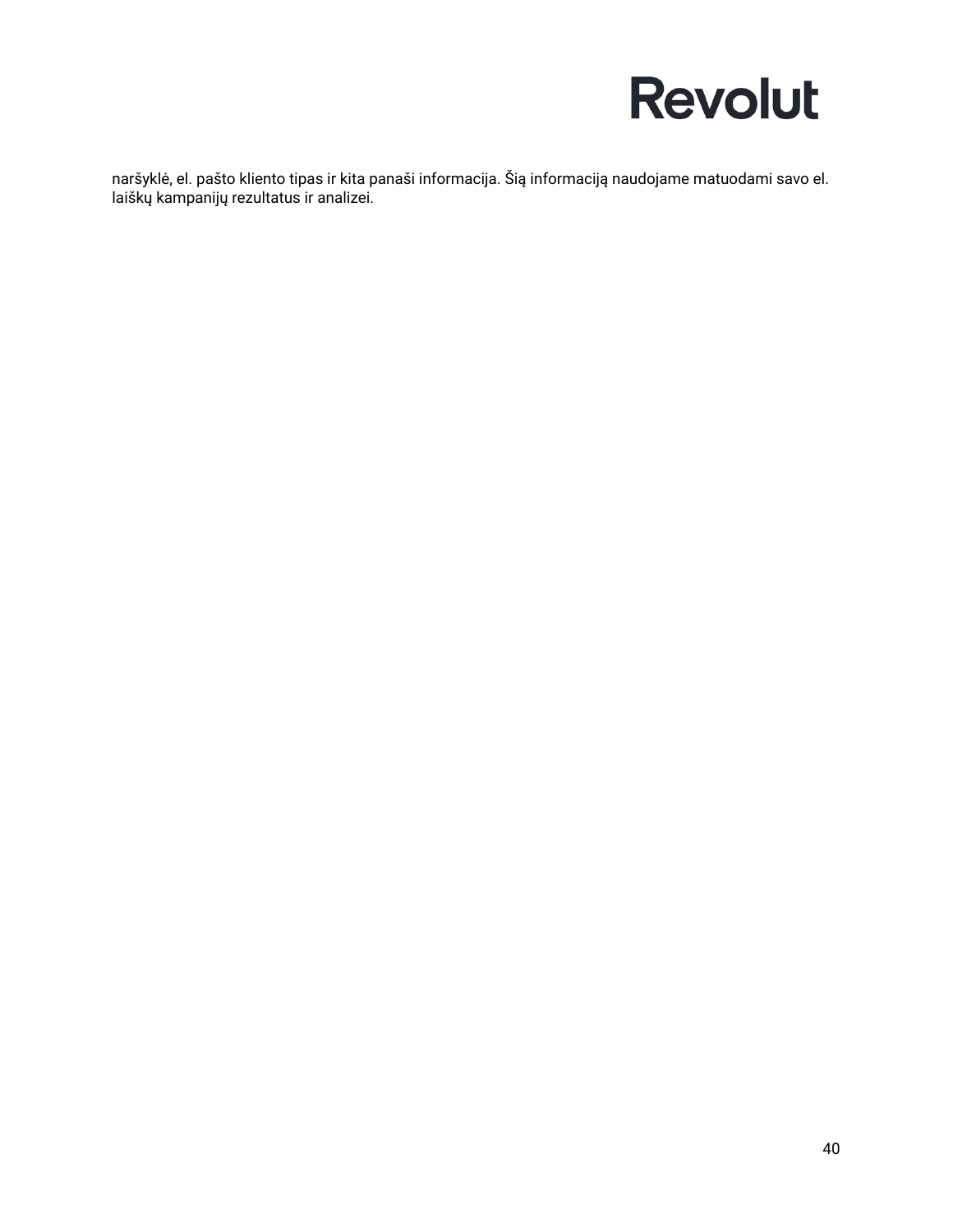naršyklė, el. pašto kliento tipas ir kita panaši informacija. Šią informaciją naudojame matuodami savo el. laiškų kampanijų rezultatus ir analizei.